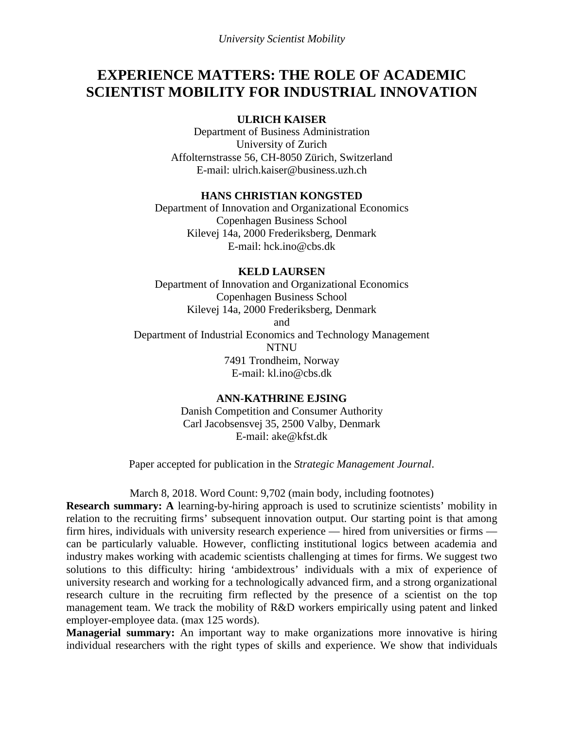# EXPERIENCE MATTERS: THE ROLE OF ACADEMIC SCIENTIST MOBILITY FOR INDUSTRIAL INNOVATION

**ULRICH KAISER**
Department of Business Administration
University of Zurich
Affolternstrasse 56, CH-8050 Zürich, Switzerland
E-mail: ulrich.kaiser@business.uzh.ch

**HANS CHRISTIAN KONGSTED**
Department of Innovation and Organizational Economics
Copenhagen Business School
Kilevej 14a, 2000 Frederiksberg, Denmark
E-mail: hck.ino@cbs.dk

**KELD LAURSEN**
Department of Innovation and Organizational Economics
Copenhagen Business School
Kilevej 14a, 2000 Frederiksberg, Denmark
and
Department of Industrial Economics and Technology Management
NTNU
7491 Trondheim, Norway
E-mail: kl.ino@cbs.dk

**ANN-KATHRINE EJSING**
Danish Competition and Consumer Authority
Carl Jacobsensvej 35, 2500 Valby, Denmark
E-mail: ake@kfst.dk

Paper accepted for publication in the *Strategic Management Journal*.

March 8, 2018. Word Count: 9,702 (main body, including footnotes)

**Research summary: A** learning-by-hiring approach is used to scrutinize scientists' mobility in relation to the recruiting firms' subsequent innovation output. Our starting point is that among firm hires, individuals with university research experience — hired from universities or firms — can be particularly valuable. However, conflicting institutional logics between academia and industry makes working with academic scientists challenging at times for firms. We suggest two solutions to this difficulty: hiring 'ambidextrous' individuals with a mix of experience of university research and working for a technologically advanced firm, and a strong organizational research culture in the recruiting firm reflected by the presence of a scientist on the top management team. We track the mobility of R&D workers empirically using patent and linked employer-employee data. (max 125 words).

**Managerial summary:** An important way to make organizations more innovative is hiring individual researchers with the right types of skills and experience. We show that individuals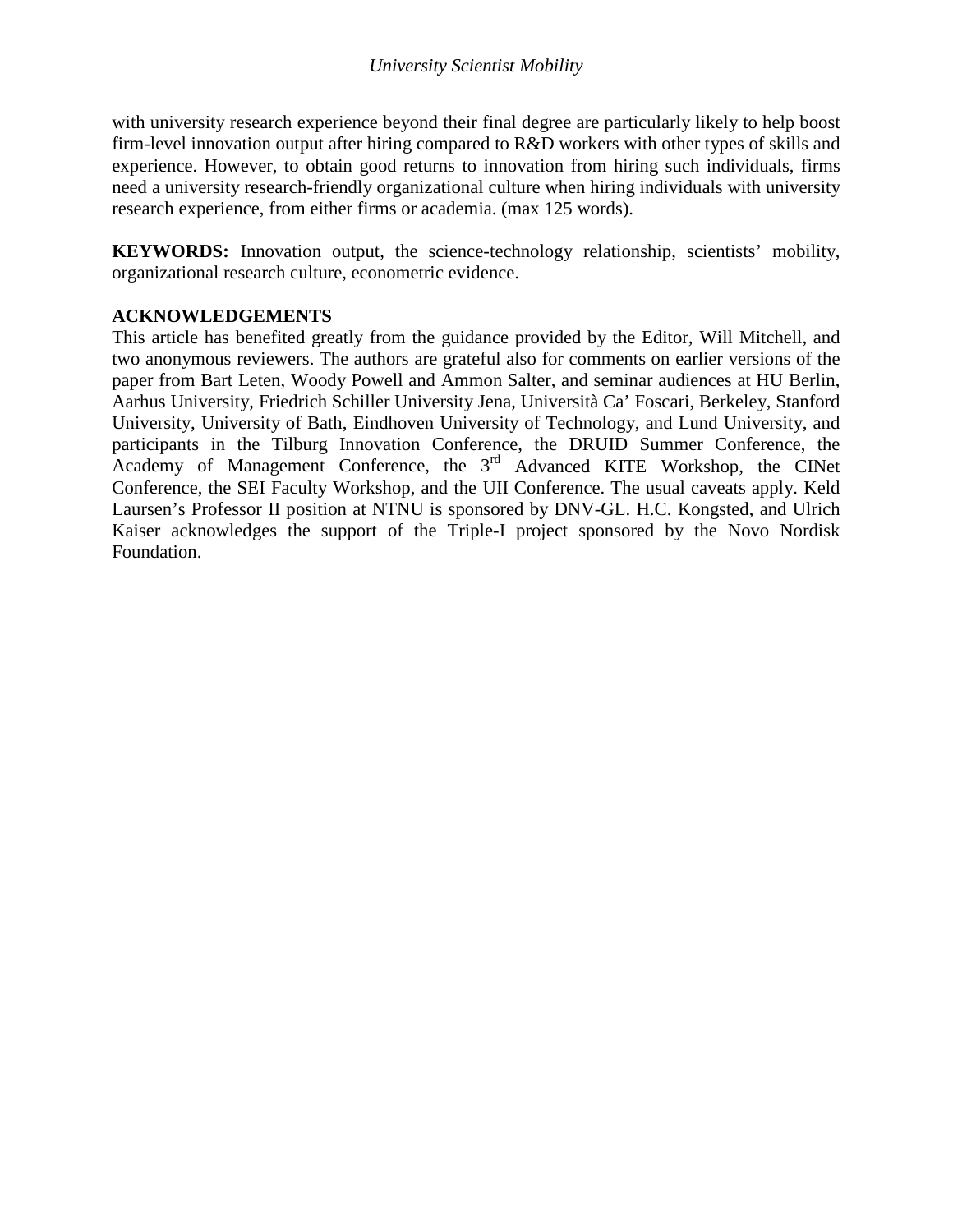with university research experience beyond their final degree are particularly likely to help boost firm-level innovation output after hiring compared to R&D workers with other types of skills and experience. However, to obtain good returns to innovation from hiring such individuals, firms need a university research-friendly organizational culture when hiring individuals with university research experience, from either firms or academia. (max 125 words).

**KEYWORDS:** Innovation output, the science-technology relationship, scientists' mobility, organizational research culture, econometric evidence.

**ACKNOWLEDGEMENTS**

This article has benefited greatly from the guidance provided by the Editor, Will Mitchell, and two anonymous reviewers. The authors are grateful also for comments on earlier versions of the paper from Bart Leten, Woody Powell and Ammon Salter, and seminar audiences at HU Berlin, Aarhus University, Friedrich Schiller University Jena, Università Ca' Foscari, Berkeley, Stanford University, University of Bath, Eindhoven University of Technology, and Lund University, and participants in the Tilburg Innovation Conference, the DRUID Summer Conference, the Academy of Management Conference, the 3rd Advanced KITE Workshop, the CINet Conference, the SEI Faculty Workshop, and the UII Conference. The usual caveats apply. Keld Laursen's Professor II position at NTNU is sponsored by DNV-GL. H.C. Kongsted, and Ulrich Kaiser acknowledges the support of the Triple-I project sponsored by the Novo Nordisk Foundation.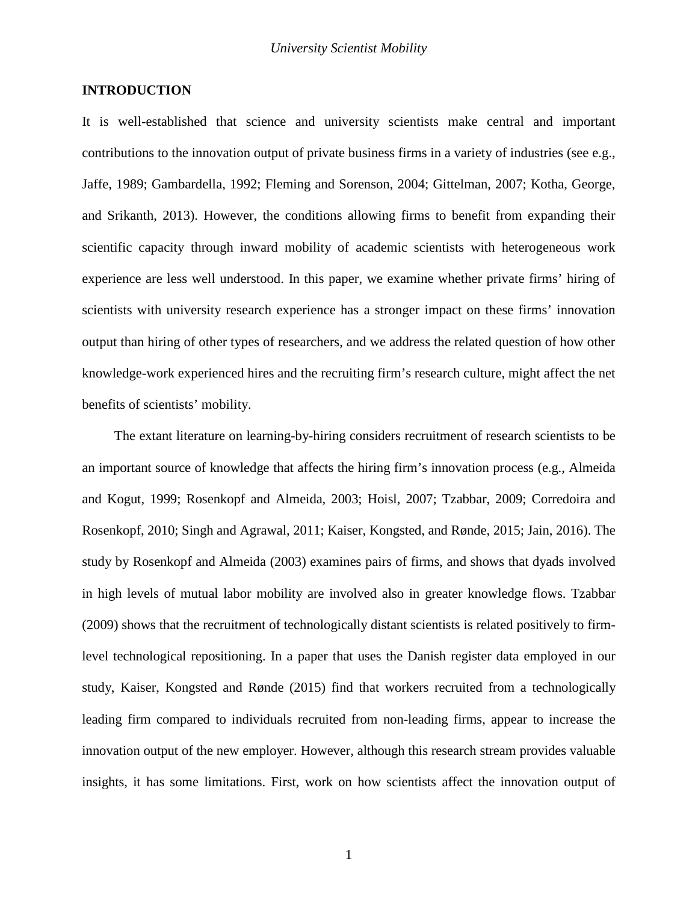## INTRODUCTION

It is well-established that science and university scientists make central and important contributions to the innovation output of private business firms in a variety of industries (see e.g., Jaffe, 1989; Gambardella, 1992; Fleming and Sorenson, 2004; Gittelman, 2007; Kotha, George, and Srikanth, 2013). However, the conditions allowing firms to benefit from expanding their scientific capacity through inward mobility of academic scientists with heterogeneous work experience are less well understood. In this paper, we examine whether private firms' hiring of scientists with university research experience has a stronger impact on these firms' innovation output than hiring of other types of researchers, and we address the related question of how other knowledge-work experienced hires and the recruiting firm's research culture, might affect the net benefits of scientists' mobility.

The extant literature on learning-by-hiring considers recruitment of research scientists to be an important source of knowledge that affects the hiring firm's innovation process (e.g., Almeida and Kogut, 1999; Rosenkopf and Almeida, 2003; Hoisl, 2007; Tzabbar, 2009; Corredoira and Rosenkopf, 2010; Singh and Agrawal, 2011; Kaiser, Kongsted, and Rønde, 2015; Jain, 2016). The study by Rosenkopf and Almeida (2003) examines pairs of firms, and shows that dyads involved in high levels of mutual labor mobility are involved also in greater knowledge flows. Tzabbar (2009) shows that the recruitment of technologically distant scientists is related positively to firm-level technological repositioning. In a paper that uses the Danish register data employed in our study, Kaiser, Kongsted and Rønde (2015) find that workers recruited from a technologically leading firm compared to individuals recruited from non-leading firms, appear to increase the innovation output of the new employer. However, although this research stream provides valuable insights, it has some limitations. First, work on how scientists affect the innovation output of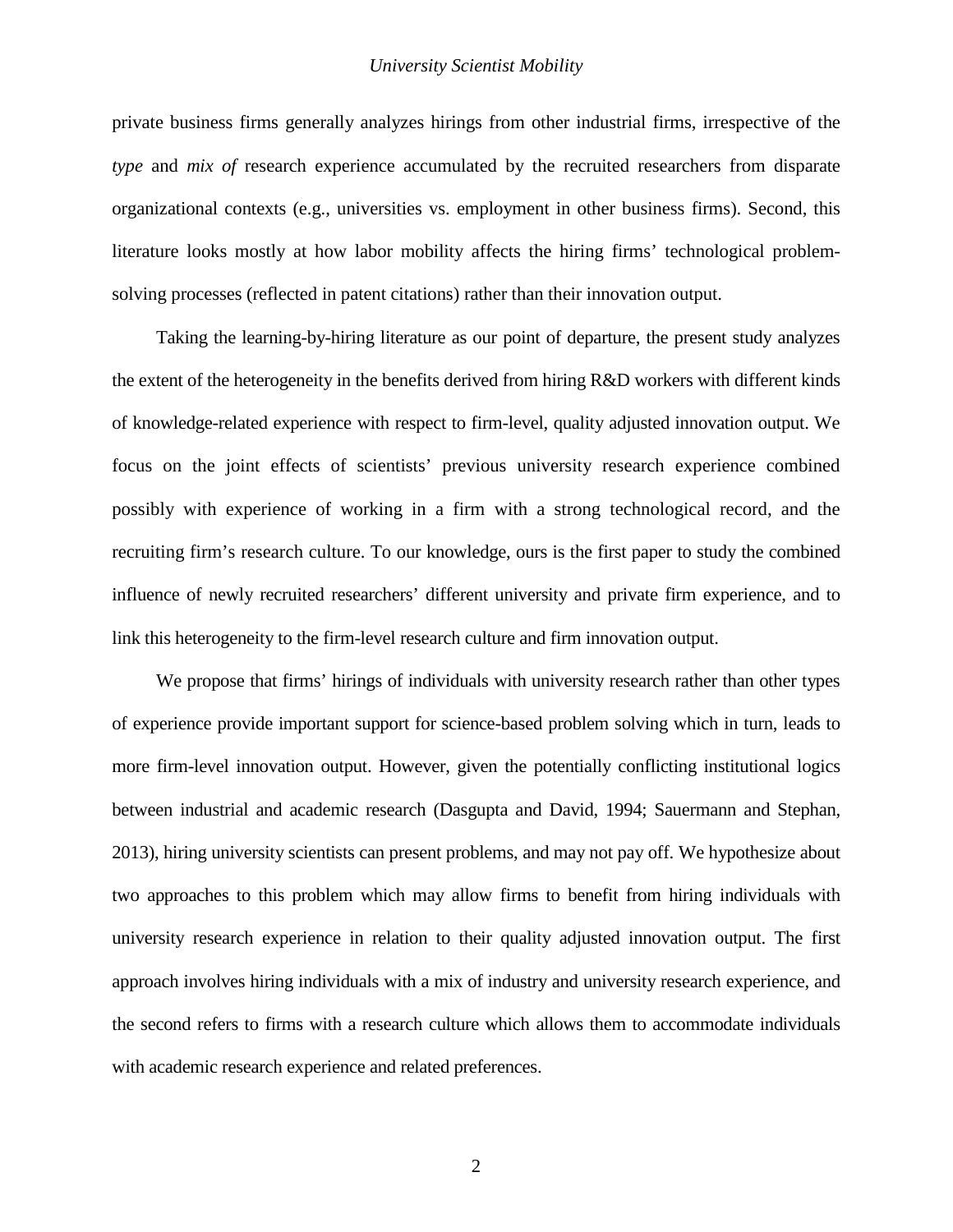private business firms generally analyzes hirings from other industrial firms, irrespective of the *type* and *mix of* research experience accumulated by the recruited researchers from disparate organizational contexts (e.g., universities vs. employment in other business firms). Second, this literature looks mostly at how labor mobility affects the hiring firms' technological problem-solving processes (reflected in patent citations) rather than their innovation output.

Taking the learning-by-hiring literature as our point of departure, the present study analyzes the extent of the heterogeneity in the benefits derived from hiring R&D workers with different kinds of knowledge-related experience with respect to firm-level, quality adjusted innovation output. We focus on the joint effects of scientists' previous university research experience combined possibly with experience of working in a firm with a strong technological record, and the recruiting firm's research culture. To our knowledge, ours is the first paper to study the combined influence of newly recruited researchers' different university and private firm experience, and to link this heterogeneity to the firm-level research culture and firm innovation output.

We propose that firms' hirings of individuals with university research rather than other types of experience provide important support for science-based problem solving which in turn, leads to more firm-level innovation output. However, given the potentially conflicting institutional logics between industrial and academic research (Dasgupta and David, 1994; Sauermann and Stephan, 2013), hiring university scientists can present problems, and may not pay off. We hypothesize about two approaches to this problem which may allow firms to benefit from hiring individuals with university research experience in relation to their quality adjusted innovation output. The first approach involves hiring individuals with a mix of industry and university research experience, and the second refers to firms with a research culture which allows them to accommodate individuals with academic research experience and related preferences.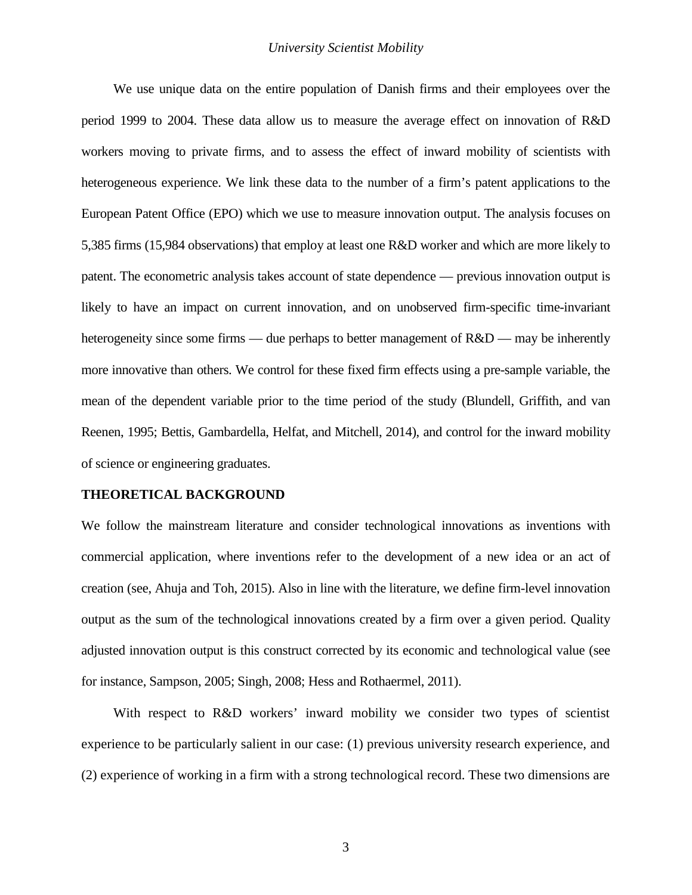We use unique data on the entire population of Danish firms and their employees over the period 1999 to 2004. These data allow us to measure the average effect on innovation of R&D workers moving to private firms, and to assess the effect of inward mobility of scientists with heterogeneous experience. We link these data to the number of a firm's patent applications to the European Patent Office (EPO) which we use to measure innovation output. The analysis focuses on 5,385 firms (15,984 observations) that employ at least one R&D worker and which are more likely to patent. The econometric analysis takes account of state dependence — previous innovation output is likely to have an impact on current innovation, and on unobserved firm-specific time-invariant heterogeneity since some firms — due perhaps to better management of R&D — may be inherently more innovative than others. We control for these fixed firm effects using a pre-sample variable, the mean of the dependent variable prior to the time period of the study (Blundell, Griffith, and van Reenen, 1995; Bettis, Gambardella, Helfat, and Mitchell, 2014), and control for the inward mobility of science or engineering graduates.

## THEORETICAL BACKGROUND

We follow the mainstream literature and consider technological innovations as inventions with commercial application, where inventions refer to the development of a new idea or an act of creation (see, Ahuja and Toh, 2015). Also in line with the literature, we define firm-level innovation output as the sum of the technological innovations created by a firm over a given period. Quality adjusted innovation output is this construct corrected by its economic and technological value (see for instance, Sampson, 2005; Singh, 2008; Hess and Rothaermel, 2011).

With respect to R&D workers' inward mobility we consider two types of scientist experience to be particularly salient in our case: (1) previous university research experience, and (2) experience of working in a firm with a strong technological record. These two dimensions are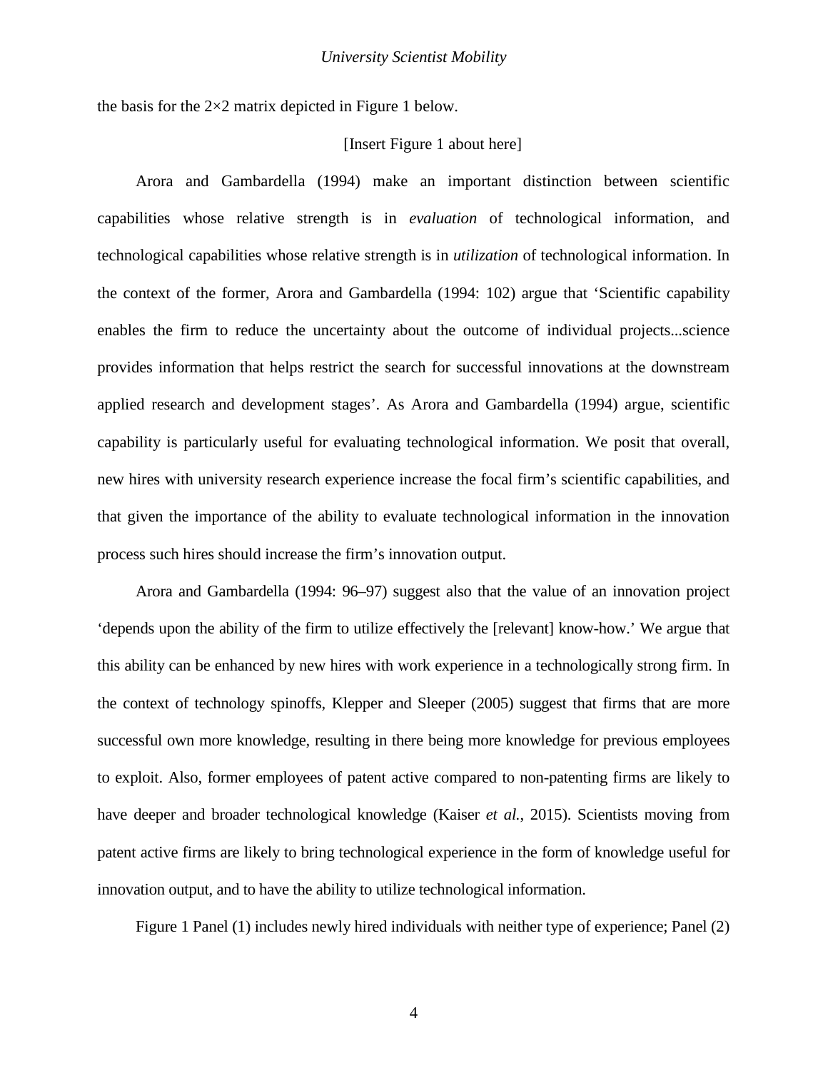the basis for the 2×2 matrix depicted in Figure 1 below.

[Insert Figure 1 about here]

Arora and Gambardella (1994) make an important distinction between scientific capabilities whose relative strength is in *evaluation* of technological information, and technological capabilities whose relative strength is in *utilization* of technological information. In the context of the former, Arora and Gambardella (1994: 102) argue that 'Scientific capability enables the firm to reduce the uncertainty about the outcome of individual projects...science provides information that helps restrict the search for successful innovations at the downstream applied research and development stages'. As Arora and Gambardella (1994) argue, scientific capability is particularly useful for evaluating technological information. We posit that overall, new hires with university research experience increase the focal firm's scientific capabilities, and that given the importance of the ability to evaluate technological information in the innovation process such hires should increase the firm's innovation output.

Arora and Gambardella (1994: 96–97) suggest also that the value of an innovation project 'depends upon the ability of the firm to utilize effectively the [relevant] know-how.' We argue that this ability can be enhanced by new hires with work experience in a technologically strong firm. In the context of technology spinoffs, Klepper and Sleeper (2005) suggest that firms that are more successful own more knowledge, resulting in there being more knowledge for previous employees to exploit. Also, former employees of patent active compared to non-patenting firms are likely to have deeper and broader technological knowledge (Kaiser *et al.*, 2015). Scientists moving from patent active firms are likely to bring technological experience in the form of knowledge useful for innovation output, and to have the ability to utilize technological information.

Figure 1 Panel (1) includes newly hired individuals with neither type of experience; Panel (2)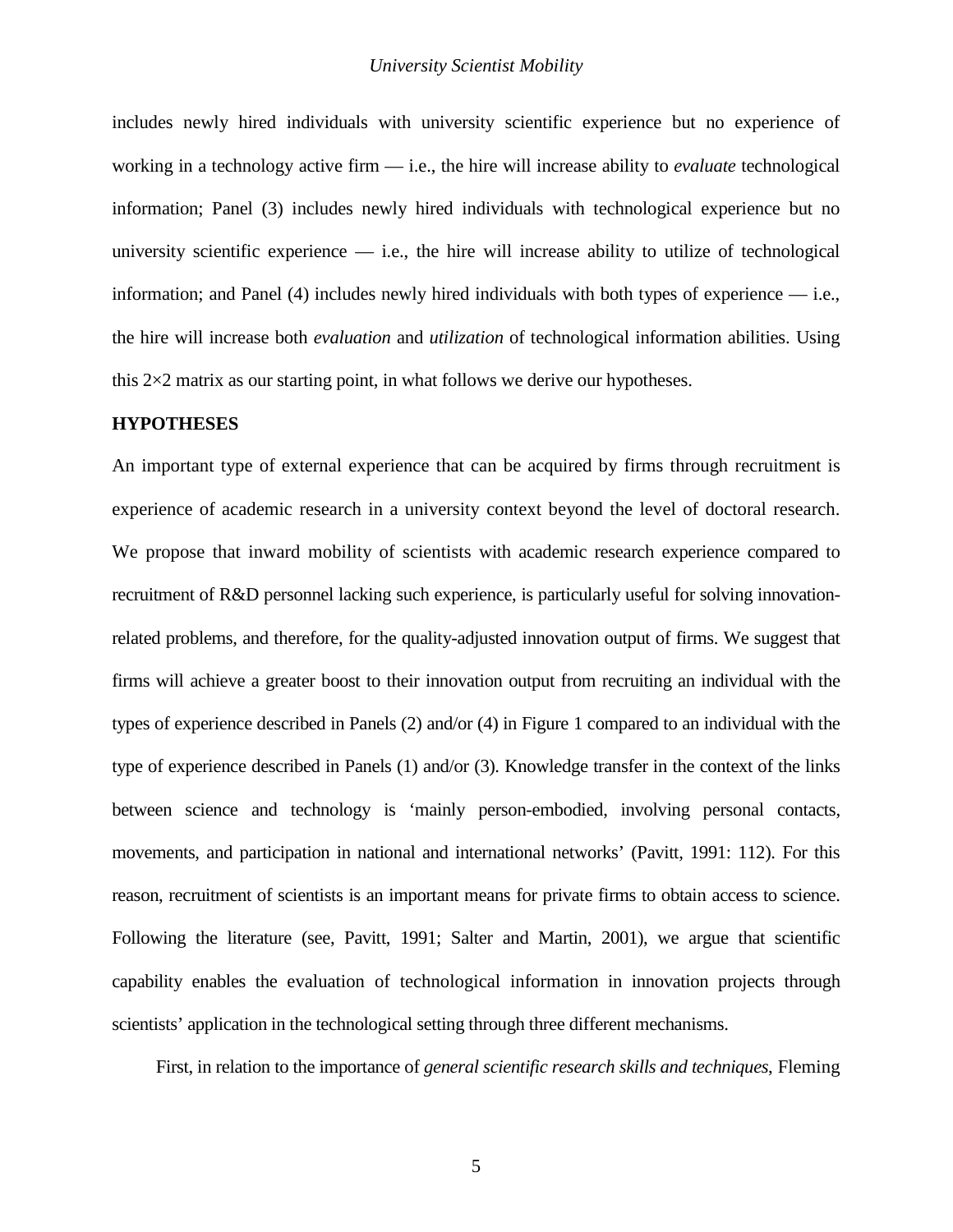includes newly hired individuals with university scientific experience but no experience of working in a technology active firm — i.e., the hire will increase ability to *evaluate* technological information; Panel (3) includes newly hired individuals with technological experience but no university scientific experience — i.e., the hire will increase ability to utilize of technological information; and Panel (4) includes newly hired individuals with both types of experience — i.e., the hire will increase both *evaluation* and *utilization* of technological information abilities. Using this 2×2 matrix as our starting point, in what follows we derive our hypotheses.

## HYPOTHESES

An important type of external experience that can be acquired by firms through recruitment is experience of academic research in a university context beyond the level of doctoral research. We propose that inward mobility of scientists with academic research experience compared to recruitment of R&D personnel lacking such experience, is particularly useful for solving innovation-related problems, and therefore, for the quality-adjusted innovation output of firms. We suggest that firms will achieve a greater boost to their innovation output from recruiting an individual with the types of experience described in Panels (2) and/or (4) in Figure 1 compared to an individual with the type of experience described in Panels (1) and/or (3). Knowledge transfer in the context of the links between science and technology is 'mainly person-embodied, involving personal contacts, movements, and participation in national and international networks' (Pavitt, 1991: 112). For this reason, recruitment of scientists is an important means for private firms to obtain access to science. Following the literature (see, Pavitt, 1991; Salter and Martin, 2001), we argue that scientific capability enables the evaluation of technological information in innovation projects through scientists' application in the technological setting through three different mechanisms.

First, in relation to the importance of *general scientific research skills and techniques*, Fleming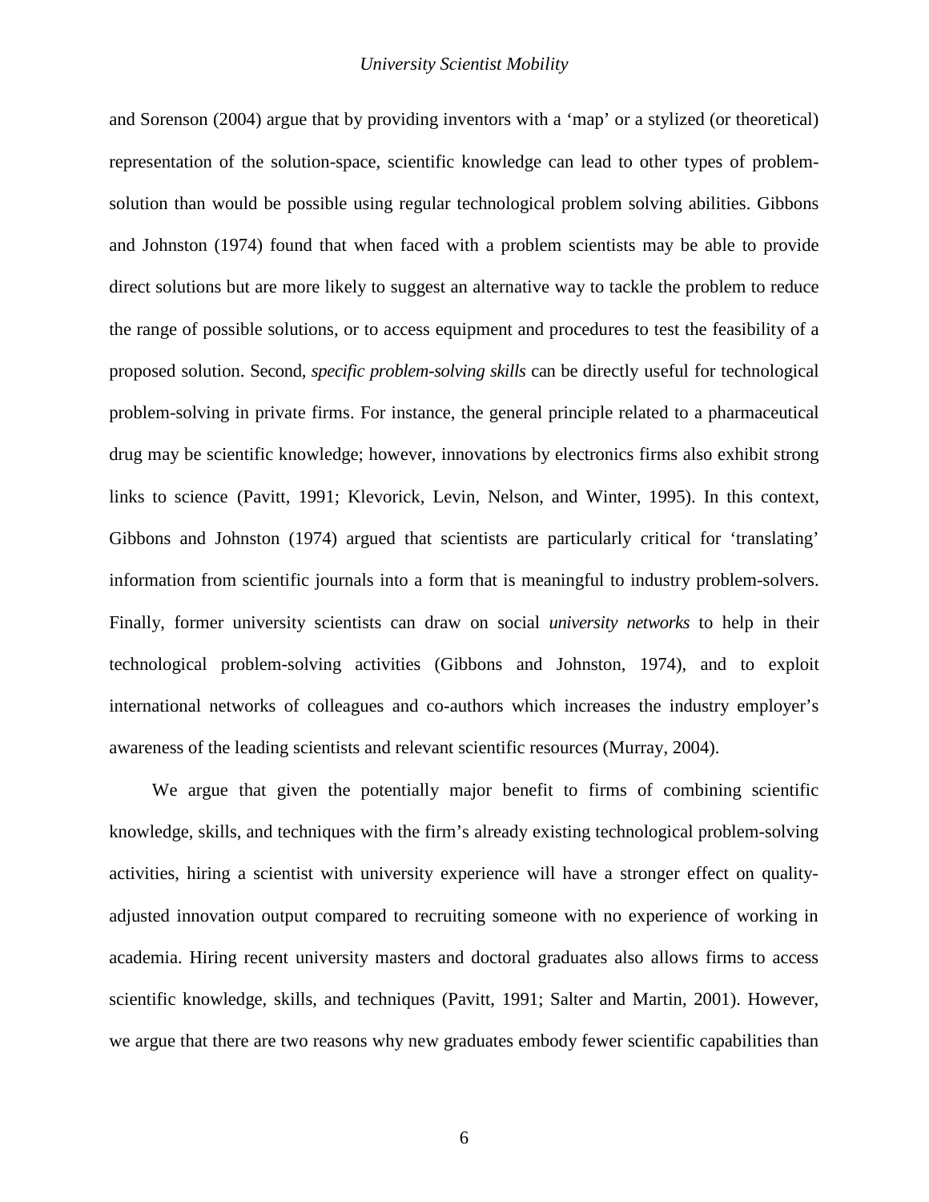and Sorenson (2004) argue that by providing inventors with a 'map' or a stylized (or theoretical) representation of the solution-space, scientific knowledge can lead to other types of problem-solution than would be possible using regular technological problem solving abilities. Gibbons and Johnston (1974) found that when faced with a problem scientists may be able to provide direct solutions but are more likely to suggest an alternative way to tackle the problem to reduce the range of possible solutions, or to access equipment and procedures to test the feasibility of a proposed solution. Second, *specific problem-solving skills* can be directly useful for technological problem-solving in private firms. For instance, the general principle related to a pharmaceutical drug may be scientific knowledge; however, innovations by electronics firms also exhibit strong links to science (Pavitt, 1991; Klevorick, Levin, Nelson, and Winter, 1995). In this context, Gibbons and Johnston (1974) argued that scientists are particularly critical for 'translating' information from scientific journals into a form that is meaningful to industry problem-solvers. Finally, former university scientists can draw on social *university networks* to help in their technological problem-solving activities (Gibbons and Johnston, 1974), and to exploit international networks of colleagues and co-authors which increases the industry employer's awareness of the leading scientists and relevant scientific resources (Murray, 2004).

We argue that given the potentially major benefit to firms of combining scientific knowledge, skills, and techniques with the firm's already existing technological problem-solving activities, hiring a scientist with university experience will have a stronger effect on quality-adjusted innovation output compared to recruiting someone with no experience of working in academia. Hiring recent university masters and doctoral graduates also allows firms to access scientific knowledge, skills, and techniques (Pavitt, 1991; Salter and Martin, 2001). However, we argue that there are two reasons why new graduates embody fewer scientific capabilities than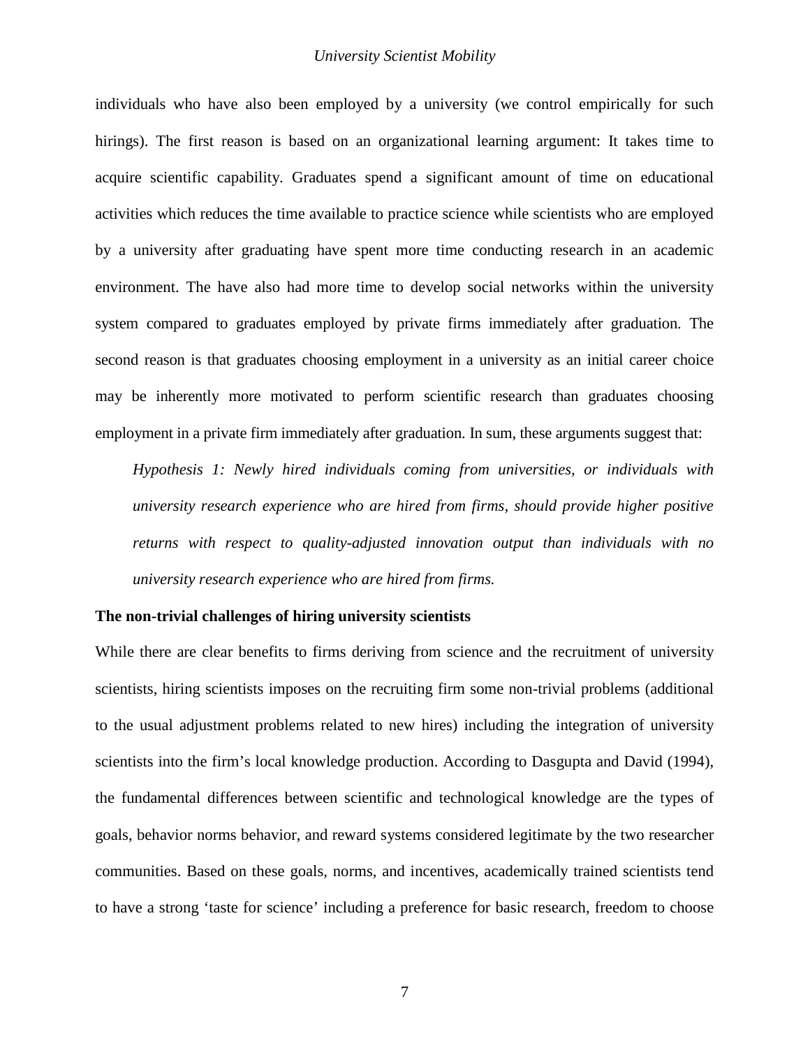individuals who have also been employed by a university (we control empirically for such hirings). The first reason is based on an organizational learning argument: It takes time to acquire scientific capability. Graduates spend a significant amount of time on educational activities which reduces the time available to practice science while scientists who are employed by a university after graduating have spent more time conducting research in an academic environment. The have also had more time to develop social networks within the university system compared to graduates employed by private firms immediately after graduation. The second reason is that graduates choosing employment in a university as an initial career choice may be inherently more motivated to perform scientific research than graduates choosing employment in a private firm immediately after graduation. In sum, these arguments suggest that:

*Hypothesis 1: Newly hired individuals coming from universities, or individuals with university research experience who are hired from firms, should provide higher positive returns with respect to quality-adjusted innovation output than individuals with no university research experience who are hired from firms.*

**The non-trivial challenges of hiring university scientists**

While there are clear benefits to firms deriving from science and the recruitment of university scientists, hiring scientists imposes on the recruiting firm some non-trivial problems (additional to the usual adjustment problems related to new hires) including the integration of university scientists into the firm's local knowledge production. According to Dasgupta and David (1994), the fundamental differences between scientific and technological knowledge are the types of goals, behavior norms behavior, and reward systems considered legitimate by the two researcher communities. Based on these goals, norms, and incentives, academically trained scientists tend to have a strong 'taste for science' including a preference for basic research, freedom to choose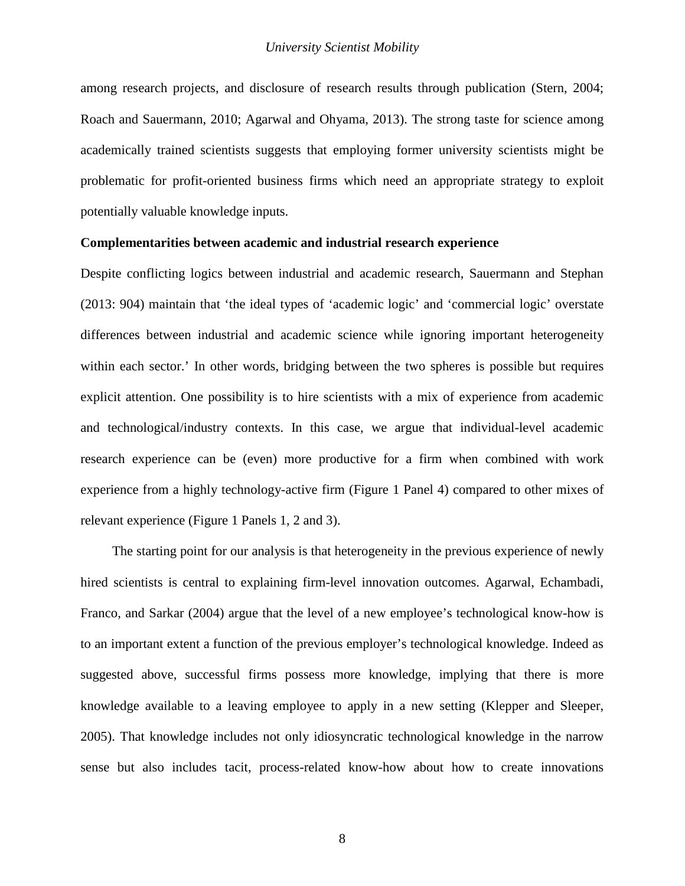among research projects, and disclosure of research results through publication (Stern, 2004; Roach and Sauermann, 2010; Agarwal and Ohyama, 2013). The strong taste for science among academically trained scientists suggests that employing former university scientists might be problematic for profit-oriented business firms which need an appropriate strategy to exploit potentially valuable knowledge inputs.

**Complementarities between academic and industrial research experience**

Despite conflicting logics between industrial and academic research, Sauermann and Stephan (2013: 904) maintain that 'the ideal types of 'academic logic' and 'commercial logic' overstate differences between industrial and academic science while ignoring important heterogeneity within each sector.' In other words, bridging between the two spheres is possible but requires explicit attention. One possibility is to hire scientists with a mix of experience from academic and technological/industry contexts. In this case, we argue that individual-level academic research experience can be (even) more productive for a firm when combined with work experience from a highly technology-active firm (Figure 1 Panel 4) compared to other mixes of relevant experience (Figure 1 Panels 1, 2 and 3).

The starting point for our analysis is that heterogeneity in the previous experience of newly hired scientists is central to explaining firm-level innovation outcomes. Agarwal, Echambadi, Franco, and Sarkar (2004) argue that the level of a new employee's technological know-how is to an important extent a function of the previous employer's technological knowledge. Indeed as suggested above, successful firms possess more knowledge, implying that there is more knowledge available to a leaving employee to apply in a new setting (Klepper and Sleeper, 2005). That knowledge includes not only idiosyncratic technological knowledge in the narrow sense but also includes tacit, process-related know-how about how to create innovations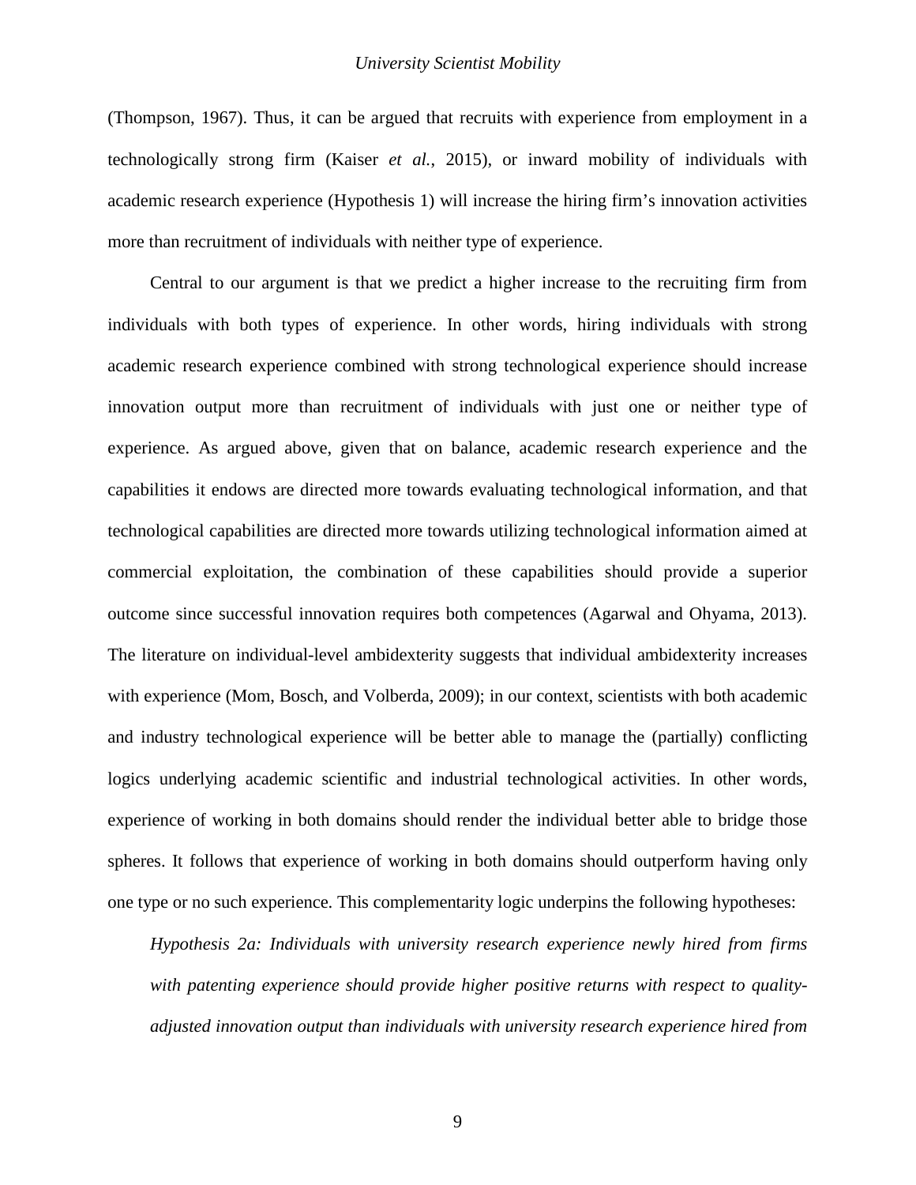(Thompson, 1967). Thus, it can be argued that recruits with experience from employment in a technologically strong firm (Kaiser *et al.*, 2015), or inward mobility of individuals with academic research experience (Hypothesis 1) will increase the hiring firm's innovation activities more than recruitment of individuals with neither type of experience.

Central to our argument is that we predict a higher increase to the recruiting firm from individuals with both types of experience. In other words, hiring individuals with strong academic research experience combined with strong technological experience should increase innovation output more than recruitment of individuals with just one or neither type of experience. As argued above, given that on balance, academic research experience and the capabilities it endows are directed more towards evaluating technological information, and that technological capabilities are directed more towards utilizing technological information aimed at commercial exploitation, the combination of these capabilities should provide a superior outcome since successful innovation requires both competences (Agarwal and Ohyama, 2013). The literature on individual-level ambidexterity suggests that individual ambidexterity increases with experience (Mom, Bosch, and Volberda, 2009); in our context, scientists with both academic and industry technological experience will be better able to manage the (partially) conflicting logics underlying academic scientific and industrial technological activities. In other words, experience of working in both domains should render the individual better able to bridge those spheres. It follows that experience of working in both domains should outperform having only one type or no such experience. This complementarity logic underpins the following hypotheses:

*Hypothesis 2a: Individuals with university research experience newly hired from firms with patenting experience should provide higher positive returns with respect to quality-adjusted innovation output than individuals with university research experience hired from*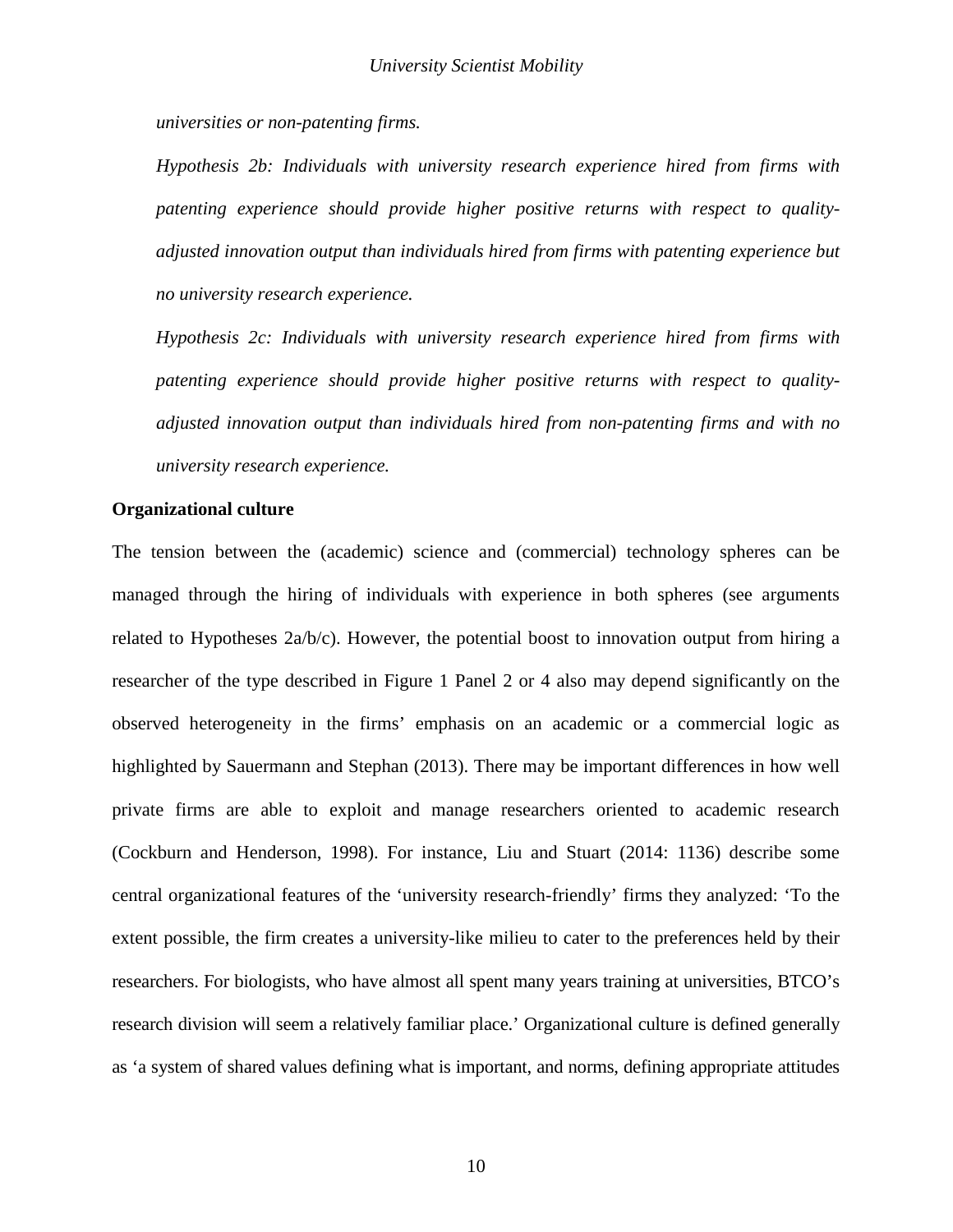*universities or non-patenting firms.*

*Hypothesis 2b: Individuals with university research experience hired from firms with patenting experience should provide higher positive returns with respect to quality-adjusted innovation output than individuals hired from firms with patenting experience but no university research experience.*

*Hypothesis 2c: Individuals with university research experience hired from firms with patenting experience should provide higher positive returns with respect to quality-adjusted innovation output than individuals hired from non-patenting firms and with no university research experience.*

**Organizational culture**

The tension between the (academic) science and (commercial) technology spheres can be managed through the hiring of individuals with experience in both spheres (see arguments related to Hypotheses 2a/b/c). However, the potential boost to innovation output from hiring a researcher of the type described in Figure 1 Panel 2 or 4 also may depend significantly on the observed heterogeneity in the firms' emphasis on an academic or a commercial logic as highlighted by Sauermann and Stephan (2013). There may be important differences in how well private firms are able to exploit and manage researchers oriented to academic research (Cockburn and Henderson, 1998). For instance, Liu and Stuart (2014: 1136) describe some central organizational features of the 'university research-friendly' firms they analyzed: 'To the extent possible, the firm creates a university-like milieu to cater to the preferences held by their researchers. For biologists, who have almost all spent many years training at universities, BTCO's research division will seem a relatively familiar place.' Organizational culture is defined generally as 'a system of shared values defining what is important, and norms, defining appropriate attitudes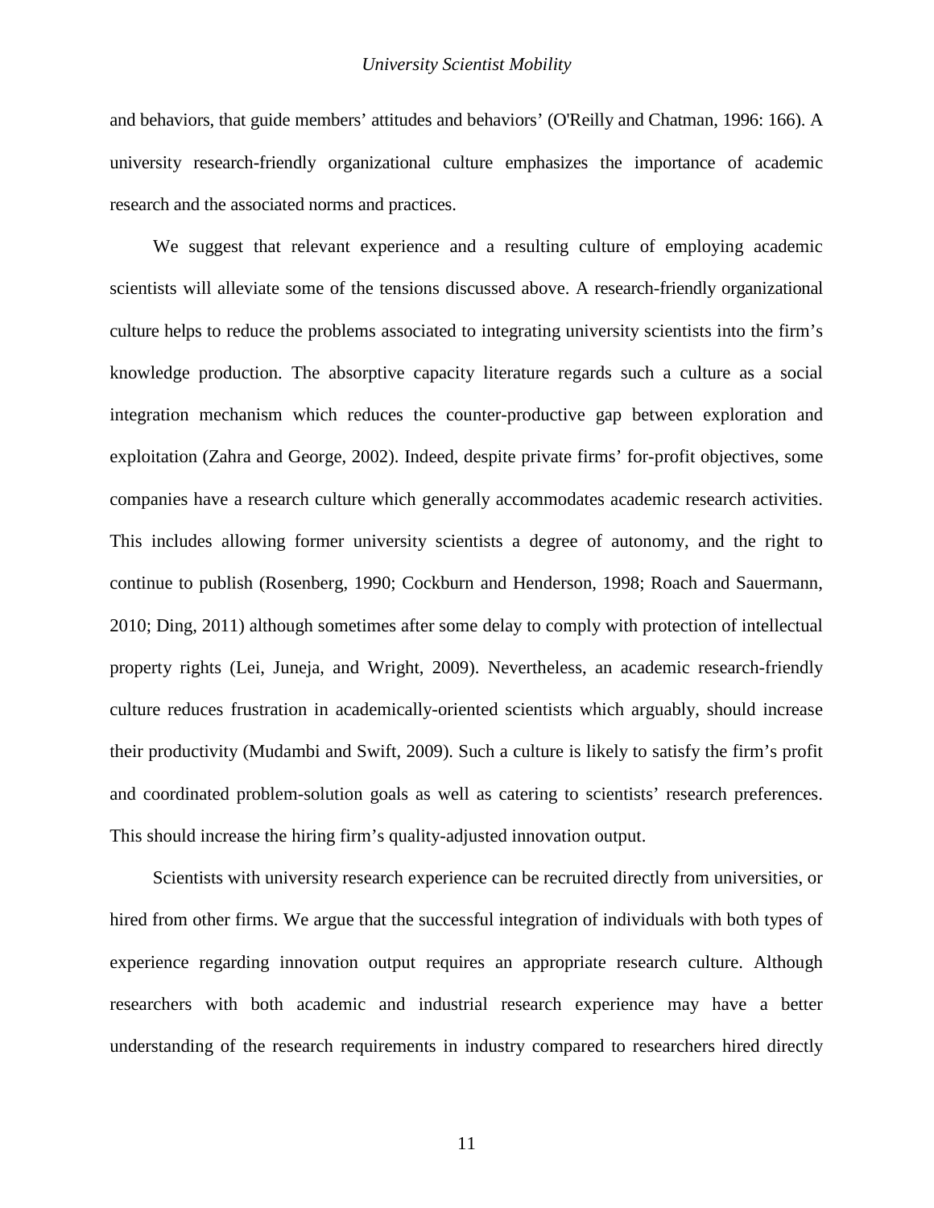and behaviors, that guide members' attitudes and behaviors' (O'Reilly and Chatman, 1996: 166). A university research-friendly organizational culture emphasizes the importance of academic research and the associated norms and practices.

We suggest that relevant experience and a resulting culture of employing academic scientists will alleviate some of the tensions discussed above. A research-friendly organizational culture helps to reduce the problems associated to integrating university scientists into the firm's knowledge production. The absorptive capacity literature regards such a culture as a social integration mechanism which reduces the counter-productive gap between exploration and exploitation (Zahra and George, 2002). Indeed, despite private firms' for-profit objectives, some companies have a research culture which generally accommodates academic research activities. This includes allowing former university scientists a degree of autonomy, and the right to continue to publish (Rosenberg, 1990; Cockburn and Henderson, 1998; Roach and Sauermann, 2010; Ding, 2011) although sometimes after some delay to comply with protection of intellectual property rights (Lei, Juneja, and Wright, 2009). Nevertheless, an academic research-friendly culture reduces frustration in academically-oriented scientists which arguably, should increase their productivity (Mudambi and Swift, 2009). Such a culture is likely to satisfy the firm's profit and coordinated problem-solution goals as well as catering to scientists' research preferences. This should increase the hiring firm's quality-adjusted innovation output.

Scientists with university research experience can be recruited directly from universities, or hired from other firms. We argue that the successful integration of individuals with both types of experience regarding innovation output requires an appropriate research culture. Although researchers with both academic and industrial research experience may have a better understanding of the research requirements in industry compared to researchers hired directly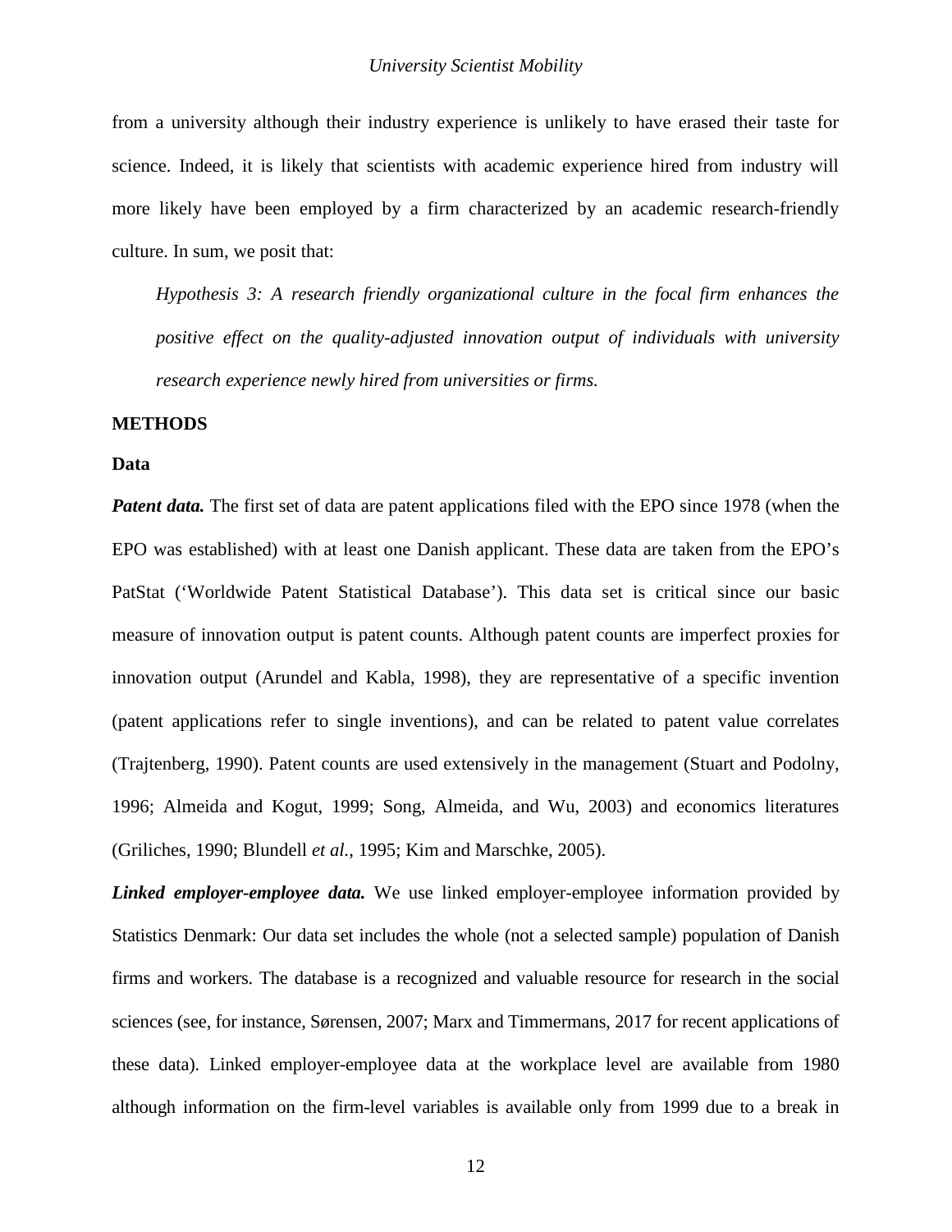from a university although their industry experience is unlikely to have erased their taste for science. Indeed, it is likely that scientists with academic experience hired from industry will more likely have been employed by a firm characterized by an academic research-friendly culture. In sum, we posit that:

> *Hypothesis 3: A research friendly organizational culture in the focal firm enhances the positive effect on the quality-adjusted innovation output of individuals with university research experience newly hired from universities or firms.*

## METHODS

### Data

***Patent data.*** The first set of data are patent applications filed with the EPO since 1978 (when the EPO was established) with at least one Danish applicant. These data are taken from the EPO's PatStat ('Worldwide Patent Statistical Database'). This data set is critical since our basic measure of innovation output is patent counts. Although patent counts are imperfect proxies for innovation output (Arundel and Kabla, 1998), they are representative of a specific invention (patent applications refer to single inventions), and can be related to patent value correlates (Trajtenberg, 1990). Patent counts are used extensively in the management (Stuart and Podolny, 1996; Almeida and Kogut, 1999; Song, Almeida, and Wu, 2003) and economics literatures (Griliches, 1990; Blundell *et al.*, 1995; Kim and Marschke, 2005).

***Linked employer-employee data.*** We use linked employer-employee information provided by Statistics Denmark: Our data set includes the whole (not a selected sample) population of Danish firms and workers. The database is a recognized and valuable resource for research in the social sciences (see, for instance, Sørensen, 2007; Marx and Timmermans, 2017 for recent applications of these data). Linked employer-employee data at the workplace level are available from 1980 although information on the firm-level variables is available only from 1999 due to a break in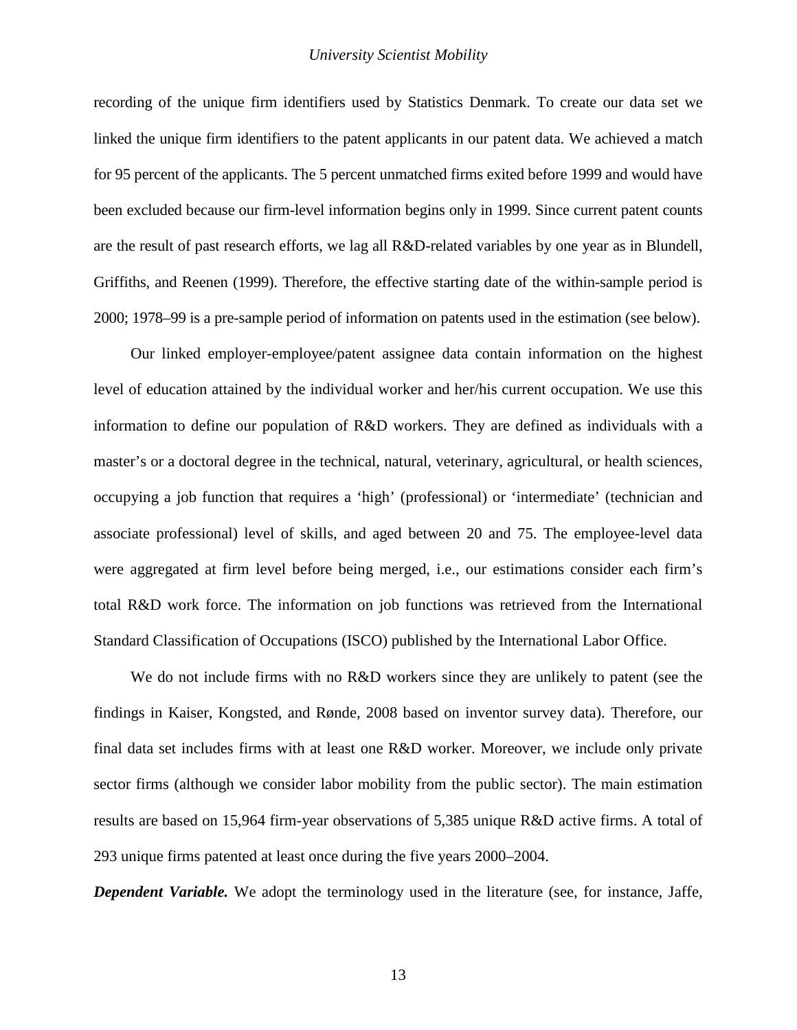recording of the unique firm identifiers used by Statistics Denmark. To create our data set we linked the unique firm identifiers to the patent applicants in our patent data. We achieved a match for 95 percent of the applicants. The 5 percent unmatched firms exited before 1999 and would have been excluded because our firm-level information begins only in 1999. Since current patent counts are the result of past research efforts, we lag all R&D-related variables by one year as in Blundell, Griffiths, and Reenen (1999). Therefore, the effective starting date of the within-sample period is 2000; 1978–99 is a pre-sample period of information on patents used in the estimation (see below).

Our linked employer-employee/patent assignee data contain information on the highest level of education attained by the individual worker and her/his current occupation. We use this information to define our population of R&D workers. They are defined as individuals with a master's or a doctoral degree in the technical, natural, veterinary, agricultural, or health sciences, occupying a job function that requires a 'high' (professional) or 'intermediate' (technician and associate professional) level of skills, and aged between 20 and 75. The employee-level data were aggregated at firm level before being merged, i.e., our estimations consider each firm's total R&D work force. The information on job functions was retrieved from the International Standard Classification of Occupations (ISCO) published by the International Labor Office.

We do not include firms with no R&D workers since they are unlikely to patent (see the findings in Kaiser, Kongsted, and Rønde, 2008 based on inventor survey data). Therefore, our final data set includes firms with at least one R&D worker. Moreover, we include only private sector firms (although we consider labor mobility from the public sector). The main estimation results are based on 15,964 firm-year observations of 5,385 unique R&D active firms. A total of 293 unique firms patented at least once during the five years 2000–2004.

***Dependent Variable.*** We adopt the terminology used in the literature (see, for instance, Jaffe,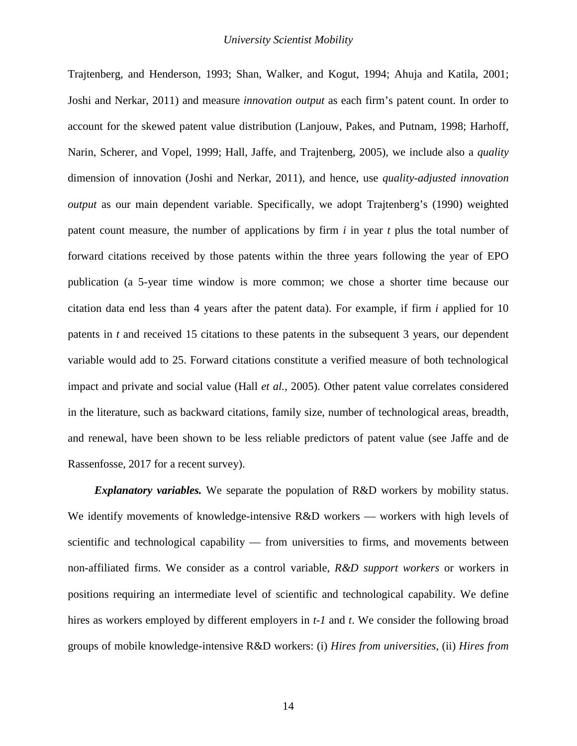Trajtenberg, and Henderson, 1993; Shan, Walker, and Kogut, 1994; Ahuja and Katila, 2001; Joshi and Nerkar, 2011) and measure *innovation output* as each firm's patent count. In order to account for the skewed patent value distribution (Lanjouw, Pakes, and Putnam, 1998; Harhoff, Narin, Scherer, and Vopel, 1999; Hall, Jaffe, and Trajtenberg, 2005), we include also a *quality* dimension of innovation (Joshi and Nerkar, 2011), and hence, use *quality-adjusted innovation output* as our main dependent variable. Specifically, we adopt Trajtenberg's (1990) weighted patent count measure, the number of applications by firm $i$ in year $t$ plus the total number of forward citations received by those patents within the three years following the year of EPO publication (a 5-year time window is more common; we chose a shorter time because our citation data end less than 4 years after the patent data). For example, if firm $i$ applied for 10 patents in $t$ and received 15 citations to these patents in the subsequent 3 years, our dependent variable would add to 25. Forward citations constitute a verified measure of both technological impact and private and social value (Hall *et al.*, 2005). Other patent value correlates considered in the literature, such as backward citations, family size, number of technological areas, breadth, and renewal, have been shown to be less reliable predictors of patent value (see Jaffe and de Rassenfosse, 2017 for a recent survey).

***Explanatory variables.*** We separate the population of R&D workers by mobility status. We identify movements of knowledge-intensive R&D workers — workers with high levels of scientific and technological capability — from universities to firms, and movements between non-affiliated firms. We consider as a control variable, *R&D support workers* or workers in positions requiring an intermediate level of scientific and technological capability. We define hires as workers employed by different employers in $t-1$ and $t$. We consider the following broad groups of mobile knowledge-intensive R&D workers: (i) *Hires from universities*, (ii) *Hires from*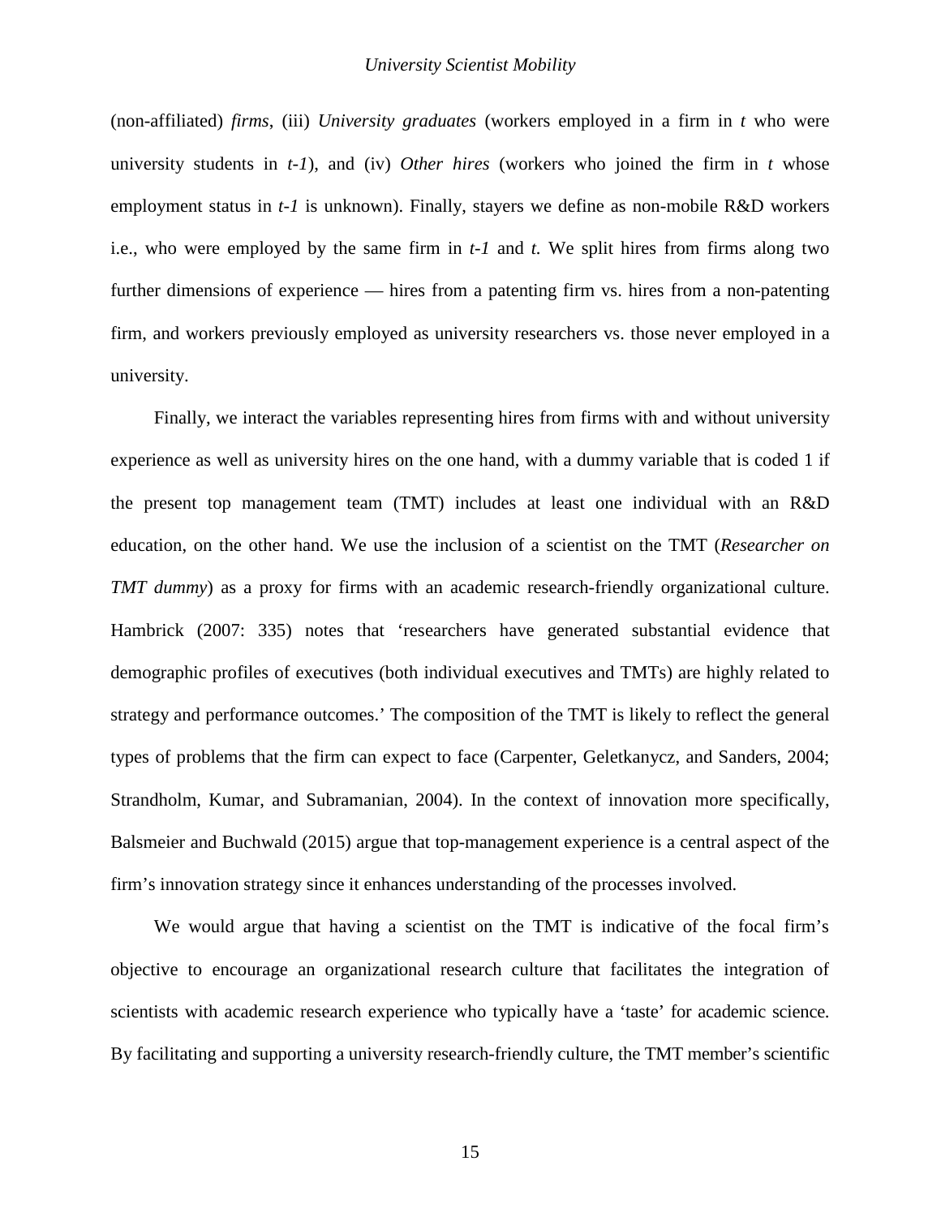(non-affiliated) *firms*, (iii) *University graduates* (workers employed in a firm in *t* who were university students in *t-1*), and (iv) *Other hires* (workers who joined the firm in *t* whose employment status in *t-1* is unknown). Finally, stayers we define as non-mobile R&D workers i.e., who were employed by the same firm in *t-1* and *t*. We split hires from firms along two further dimensions of experience — hires from a patenting firm vs. hires from a non-patenting firm, and workers previously employed as university researchers vs. those never employed in a university.

Finally, we interact the variables representing hires from firms with and without university experience as well as university hires on the one hand, with a dummy variable that is coded 1 if the present top management team (TMT) includes at least one individual with an R&D education, on the other hand. We use the inclusion of a scientist on the TMT (*Researcher on TMT dummy*) as a proxy for firms with an academic research-friendly organizational culture. Hambrick (2007: 335) notes that 'researchers have generated substantial evidence that demographic profiles of executives (both individual executives and TMTs) are highly related to strategy and performance outcomes.' The composition of the TMT is likely to reflect the general types of problems that the firm can expect to face (Carpenter, Geletkanycz, and Sanders, 2004; Strandholm, Kumar, and Subramanian, 2004). In the context of innovation more specifically, Balsmeier and Buchwald (2015) argue that top-management experience is a central aspect of the firm's innovation strategy since it enhances understanding of the processes involved.

We would argue that having a scientist on the TMT is indicative of the focal firm's objective to encourage an organizational research culture that facilitates the integration of scientists with academic research experience who typically have a 'taste' for academic science. By facilitating and supporting a university research-friendly culture, the TMT member's scientific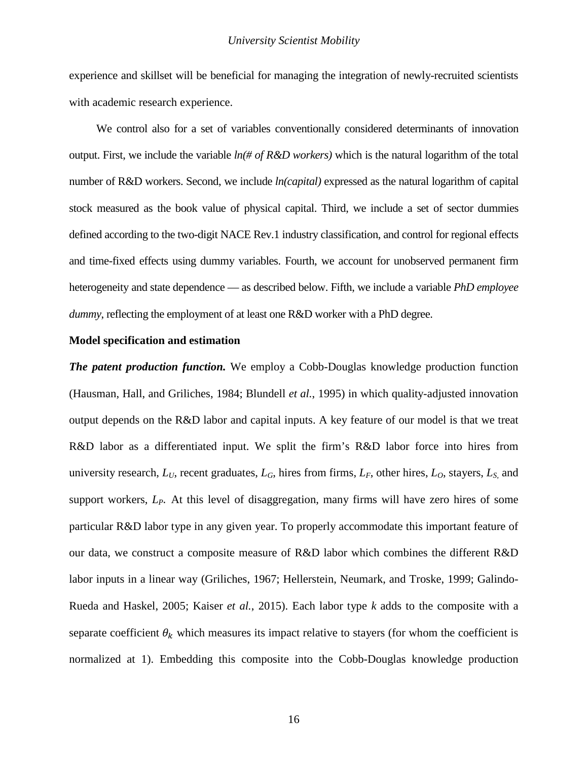experience and skillset will be beneficial for managing the integration of newly-recruited scientists with academic research experience.

We control also for a set of variables conventionally considered determinants of innovation output. First, we include the variable *ln(# of R&D workers)* which is the natural logarithm of the total number of R&D workers. Second, we include *ln(capital)* expressed as the natural logarithm of capital stock measured as the book value of physical capital. Third, we include a set of sector dummies defined according to the two-digit NACE Rev.1 industry classification, and control for regional effects and time-fixed effects using dummy variables. Fourth, we account for unobserved permanent firm heterogeneity and state dependence — as described below. Fifth, we include a variable *PhD employee dummy*, reflecting the employment of at least one R&D worker with a PhD degree.

**Model specification and estimation**

***The patent production function.*** We employ a Cobb-Douglas knowledge production function (Hausman, Hall, and Griliches, 1984; Blundell *et al*., 1995) in which quality-adjusted innovation output depends on the R&D labor and capital inputs. A key feature of our model is that we treat R&D labor as a differentiated input. We split the firm's R&D labor force into hires from university research, $L_U$, recent graduates, $L_G$, hires from firms, $L_F$, other hires, $L_O$, stayers, $L_S$, and support workers, $L_P$. At this level of disaggregation, many firms will have zero hires of some particular R&D labor type in any given year. To properly accommodate this important feature of our data, we construct a composite measure of R&D labor which combines the different R&D labor inputs in a linear way (Griliches, 1967; Hellerstein, Neumark, and Troske, 1999; Galindo-Rueda and Haskel, 2005; Kaiser *et al.*, 2015). Each labor type $k$ adds to the composite with a separate coefficient $\theta_k$ which measures its impact relative to stayers (for whom the coefficient is normalized at 1). Embedding this composite into the Cobb-Douglas knowledge production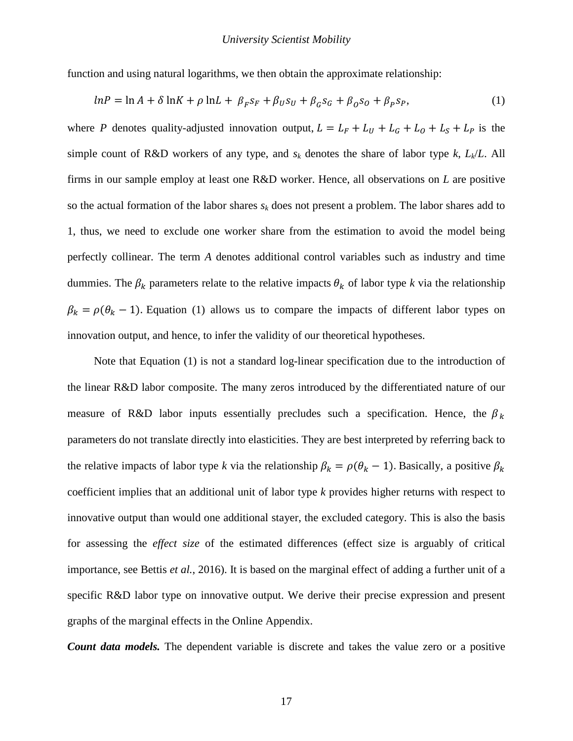function and using natural logarithms, we then obtain the approximate relationship:

$$lnP = \ln A + \delta \ln K + \rho \ln L + \beta_F s_F + \beta_U s_U + \beta_G s_G + \beta_O s_O + \beta_P s_P, \tag{1}$$

where $P$ denotes quality-adjusted innovation output, $L = L_F + L_U + L_G + L_O + L_S + L_P$ is the simple count of R&D workers of any type, and $s_k$ denotes the share of labor type $k$, $L_k/L$. All firms in our sample employ at least one R&D worker. Hence, all observations on $L$ are positive so the actual formation of the labor shares $s_k$ does not present a problem. The labor shares add to 1, thus, we need to exclude one worker share from the estimation to avoid the model being perfectly collinear. The term $A$ denotes additional control variables such as industry and time dummies. The $\beta_k$ parameters relate to the relative impacts $\theta_k$ of labor type $k$ via the relationship $\beta_k = \rho(\theta_k - 1)$. Equation (1) allows us to compare the impacts of different labor types on innovation output, and hence, to infer the validity of our theoretical hypotheses.

Note that Equation (1) is not a standard log-linear specification due to the introduction of the linear R&D labor composite. The many zeros introduced by the differentiated nature of our measure of R&D labor inputs essentially precludes such a specification. Hence, the $\beta_k$ parameters do not translate directly into elasticities. They are best interpreted by referring back to the relative impacts of labor type $k$ via the relationship $\beta_k = \rho(\theta_k - 1)$. Basically, a positive $\beta_k$ coefficient implies that an additional unit of labor type $k$ provides higher returns with respect to innovative output than would one additional stayer, the excluded category. This is also the basis for assessing the *effect size* of the estimated differences (effect size is arguably of critical importance, see Bettis *et al.*, 2016). It is based on the marginal effect of adding a further unit of a specific R&D labor type on innovative output. We derive their precise expression and present graphs of the marginal effects in the Online Appendix.

***Count data models.*** The dependent variable is discrete and takes the value zero or a positive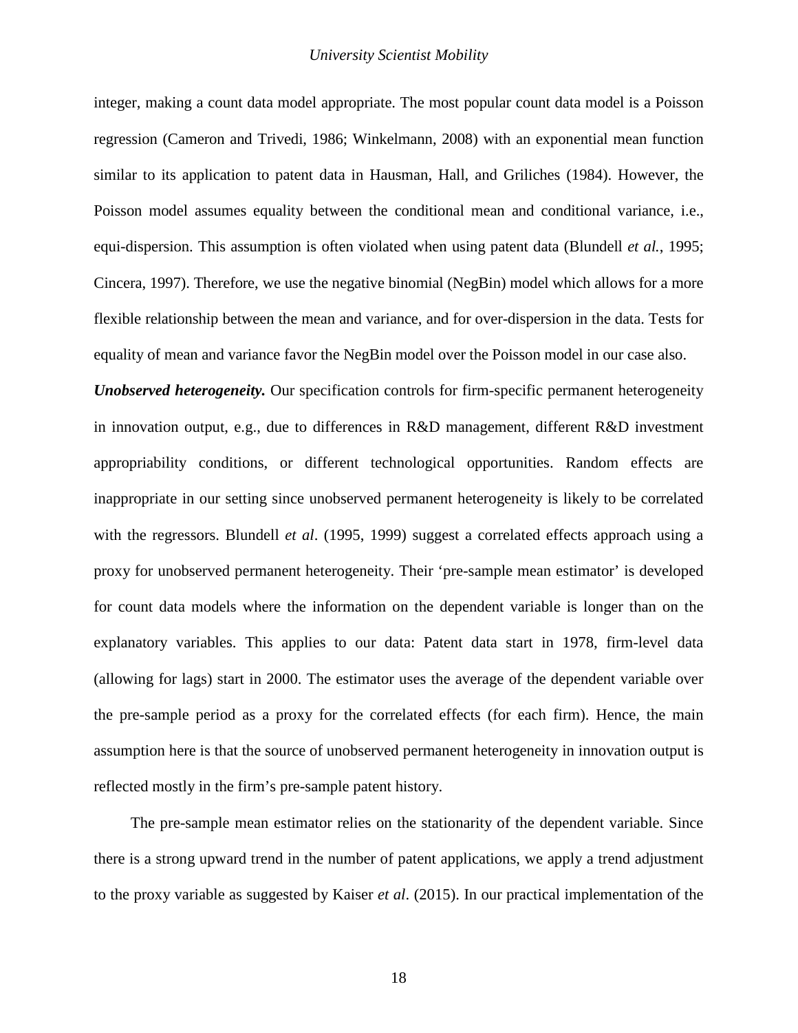integer, making a count data model appropriate. The most popular count data model is a Poisson regression (Cameron and Trivedi, 1986; Winkelmann, 2008) with an exponential mean function similar to its application to patent data in Hausman, Hall, and Griliches (1984). However, the Poisson model assumes equality between the conditional mean and conditional variance, i.e., equi-dispersion. This assumption is often violated when using patent data (Blundell *et al.*, 1995; Cincera, 1997). Therefore, we use the negative binomial (NegBin) model which allows for a more flexible relationship between the mean and variance, and for over-dispersion in the data. Tests for equality of mean and variance favor the NegBin model over the Poisson model in our case also.

***Unobserved heterogeneity.*** Our specification controls for firm-specific permanent heterogeneity in innovation output, e.g., due to differences in R&D management, different R&D investment appropriability conditions, or different technological opportunities. Random effects are inappropriate in our setting since unobserved permanent heterogeneity is likely to be correlated with the regressors. Blundell *et al*. (1995, 1999) suggest a correlated effects approach using a proxy for unobserved permanent heterogeneity. Their 'pre-sample mean estimator' is developed for count data models where the information on the dependent variable is longer than on the explanatory variables. This applies to our data: Patent data start in 1978, firm-level data (allowing for lags) start in 2000. The estimator uses the average of the dependent variable over the pre-sample period as a proxy for the correlated effects (for each firm). Hence, the main assumption here is that the source of unobserved permanent heterogeneity in innovation output is reflected mostly in the firm's pre-sample patent history.

The pre-sample mean estimator relies on the stationarity of the dependent variable. Since there is a strong upward trend in the number of patent applications, we apply a trend adjustment to the proxy variable as suggested by Kaiser *et al*. (2015). In our practical implementation of the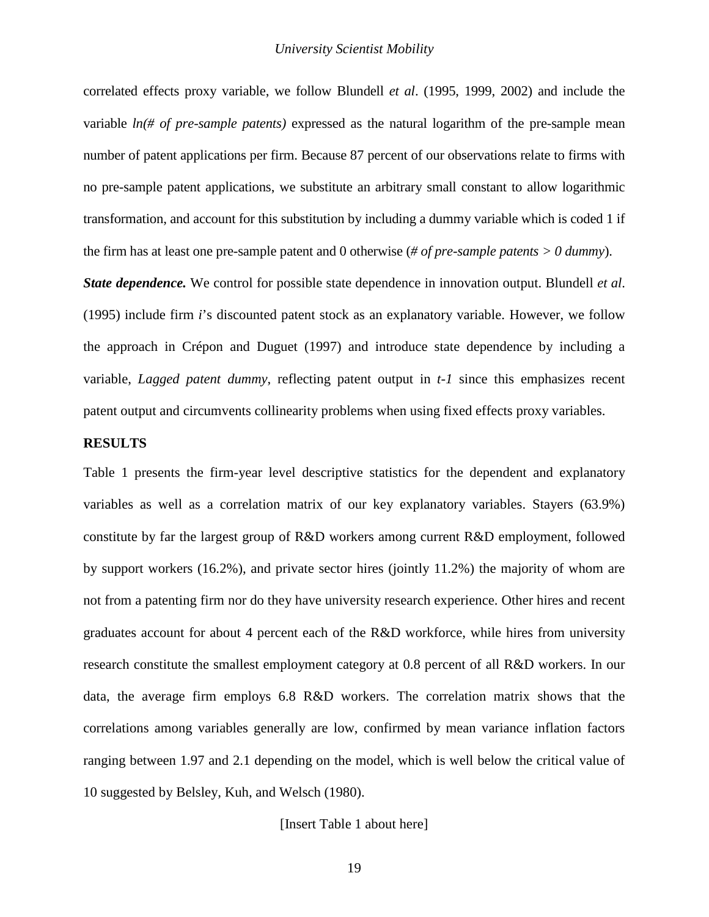correlated effects proxy variable, we follow Blundell *et al*. (1995, 1999, 2002) and include the variable *ln(# of pre-sample patents)* expressed as the natural logarithm of the pre-sample mean number of patent applications per firm. Because 87 percent of our observations relate to firms with no pre-sample patent applications, we substitute an arbitrary small constant to allow logarithmic transformation, and account for this substitution by including a dummy variable which is coded 1 if the firm has at least one pre-sample patent and 0 otherwise (*# of pre-sample patents > 0 dummy*).

***State dependence.*** We control for possible state dependence in innovation output. Blundell *et al*. (1995) include firm *i*'s discounted patent stock as an explanatory variable. However, we follow the approach in Crépon and Duguet (1997) and introduce state dependence by including a variable, *Lagged patent dummy*, reflecting patent output in *t-1* since this emphasizes recent patent output and circumvents collinearity problems when using fixed effects proxy variables.

## RESULTS

Table 1 presents the firm-year level descriptive statistics for the dependent and explanatory variables as well as a correlation matrix of our key explanatory variables. Stayers (63.9%) constitute by far the largest group of R&D workers among current R&D employment, followed by support workers (16.2%), and private sector hires (jointly 11.2%) the majority of whom are not from a patenting firm nor do they have university research experience. Other hires and recent graduates account for about 4 percent each of the R&D workforce, while hires from university research constitute the smallest employment category at 0.8 percent of all R&D workers. In our data, the average firm employs 6.8 R&D workers. The correlation matrix shows that the correlations among variables generally are low, confirmed by mean variance inflation factors ranging between 1.97 and 2.1 depending on the model, which is well below the critical value of 10 suggested by Belsley, Kuh, and Welsch (1980).

[Insert Table 1 about here]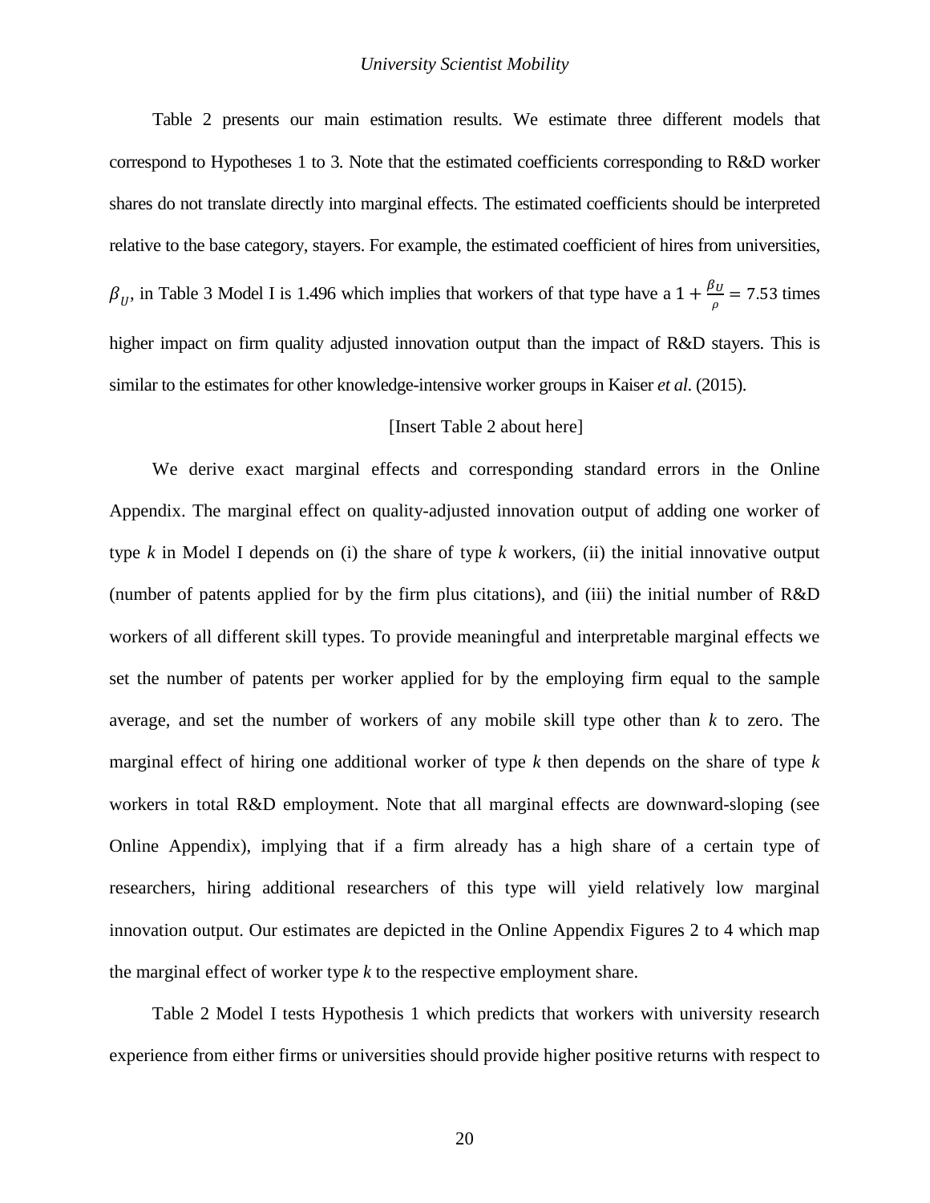Table 2 presents our main estimation results. We estimate three different models that correspond to Hypotheses 1 to 3. Note that the estimated coefficients corresponding to R&D worker shares do not translate directly into marginal effects. The estimated coefficients should be interpreted relative to the base category, stayers. For example, the estimated coefficient of hires from universities, $\beta_U$, in Table 3 Model I is 1.496 which implies that workers of that type have a $1 + \frac{\beta_U}{\rho} = 7.53$ times higher impact on firm quality adjusted innovation output than the impact of R&D stayers. This is similar to the estimates for other knowledge-intensive worker groups in Kaiser *et al.* (2015).

[Insert Table 2 about here]

We derive exact marginal effects and corresponding standard errors in the Online Appendix. The marginal effect on quality-adjusted innovation output of adding one worker of type *k* in Model I depends on (i) the share of type *k* workers, (ii) the initial innovative output (number of patents applied for by the firm plus citations), and (iii) the initial number of R&D workers of all different skill types. To provide meaningful and interpretable marginal effects we set the number of patents per worker applied for by the employing firm equal to the sample average, and set the number of workers of any mobile skill type other than *k* to zero. The marginal effect of hiring one additional worker of type *k* then depends on the share of type *k* workers in total R&D employment. Note that all marginal effects are downward-sloping (see Online Appendix), implying that if a firm already has a high share of a certain type of researchers, hiring additional researchers of this type will yield relatively low marginal innovation output. Our estimates are depicted in the Online Appendix Figures 2 to 4 which map the marginal effect of worker type *k* to the respective employment share.

Table 2 Model I tests Hypothesis 1 which predicts that workers with university research experience from either firms or universities should provide higher positive returns with respect to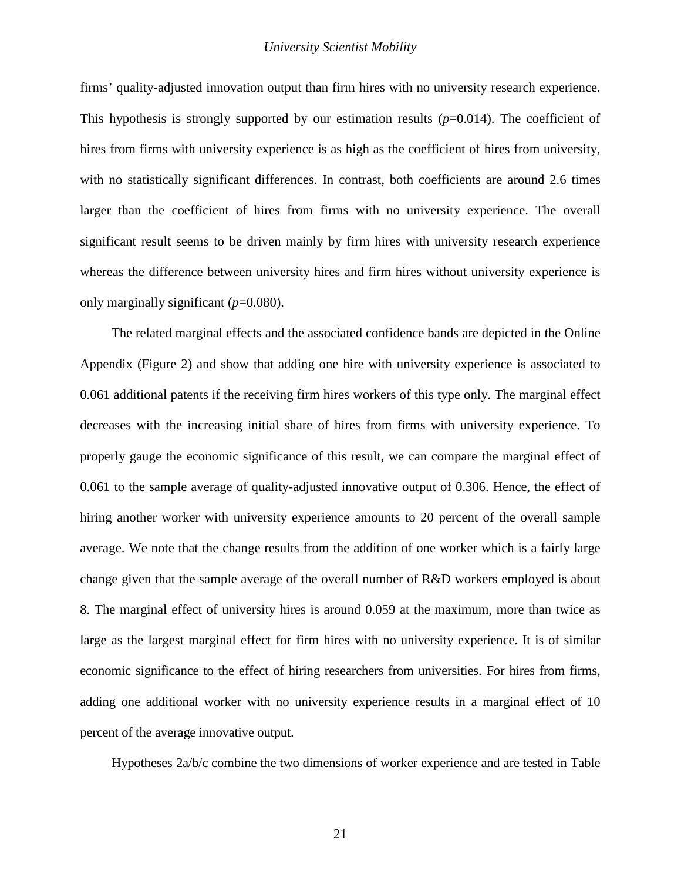firms' quality-adjusted innovation output than firm hires with no university research experience. This hypothesis is strongly supported by our estimation results (*p*=0.014). The coefficient of hires from firms with university experience is as high as the coefficient of hires from university, with no statistically significant differences. In contrast, both coefficients are around 2.6 times larger than the coefficient of hires from firms with no university experience. The overall significant result seems to be driven mainly by firm hires with university research experience whereas the difference between university hires and firm hires without university experience is only marginally significant (*p*=0.080).

The related marginal effects and the associated confidence bands are depicted in the Online Appendix (Figure 2) and show that adding one hire with university experience is associated to 0.061 additional patents if the receiving firm hires workers of this type only. The marginal effect decreases with the increasing initial share of hires from firms with university experience. To properly gauge the economic significance of this result, we can compare the marginal effect of 0.061 to the sample average of quality-adjusted innovative output of 0.306. Hence, the effect of hiring another worker with university experience amounts to 20 percent of the overall sample average. We note that the change results from the addition of one worker which is a fairly large change given that the sample average of the overall number of R&D workers employed is about 8. The marginal effect of university hires is around 0.059 at the maximum, more than twice as large as the largest marginal effect for firm hires with no university experience. It is of similar economic significance to the effect of hiring researchers from universities. For hires from firms, adding one additional worker with no university experience results in a marginal effect of 10 percent of the average innovative output.

Hypotheses 2a/b/c combine the two dimensions of worker experience and are tested in Table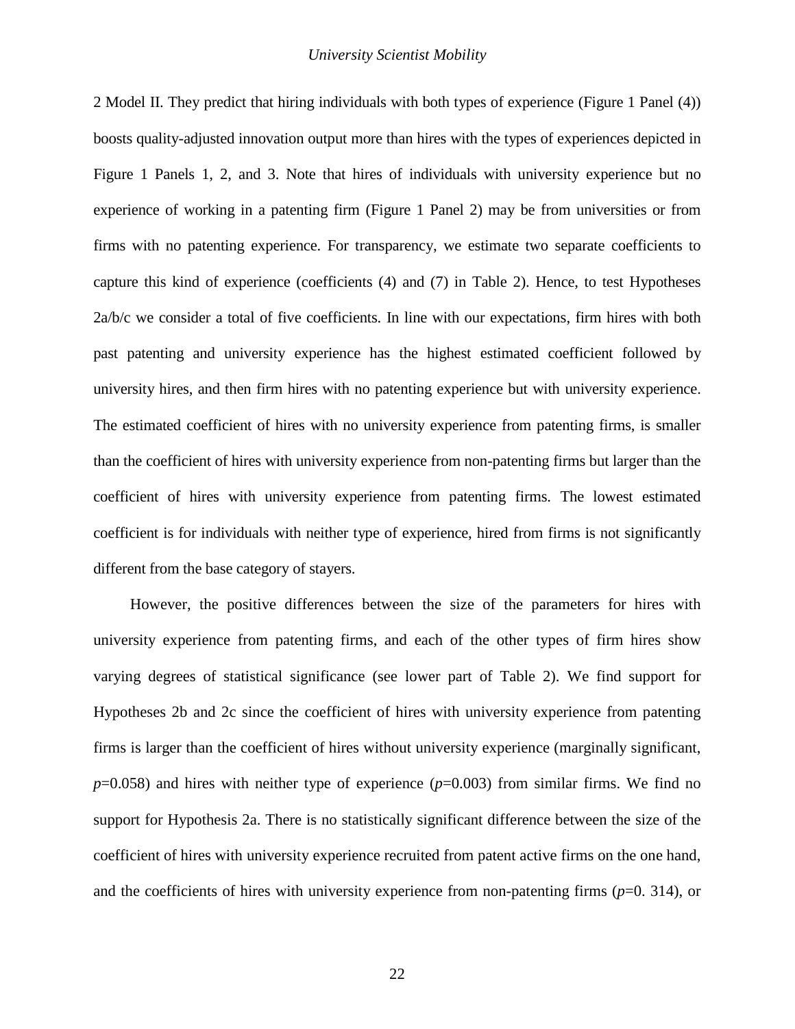2 Model II. They predict that hiring individuals with both types of experience (Figure 1 Panel (4)) boosts quality-adjusted innovation output more than hires with the types of experiences depicted in Figure 1 Panels 1, 2, and 3. Note that hires of individuals with university experience but no experience of working in a patenting firm (Figure 1 Panel 2) may be from universities or from firms with no patenting experience. For transparency, we estimate two separate coefficients to capture this kind of experience (coefficients (4) and (7) in Table 2). Hence, to test Hypotheses 2a/b/c we consider a total of five coefficients. In line with our expectations, firm hires with both past patenting and university experience has the highest estimated coefficient followed by university hires, and then firm hires with no patenting experience but with university experience. The estimated coefficient of hires with no university experience from patenting firms, is smaller than the coefficient of hires with university experience from non-patenting firms but larger than the coefficient of hires with university experience from patenting firms. The lowest estimated coefficient is for individuals with neither type of experience, hired from firms is not significantly different from the base category of stayers.

However, the positive differences between the size of the parameters for hires with university experience from patenting firms, and each of the other types of firm hires show varying degrees of statistical significance (see lower part of Table 2). We find support for Hypotheses 2b and 2c since the coefficient of hires with university experience from patenting firms is larger than the coefficient of hires without university experience (marginally significant, $p$=0.058) and hires with neither type of experience ($p$=0.003) from similar firms. We find no support for Hypothesis 2a. There is no statistically significant difference between the size of the coefficient of hires with university experience recruited from patent active firms on the one hand, and the coefficients of hires with university experience from non-patenting firms ($p$=0. 314), or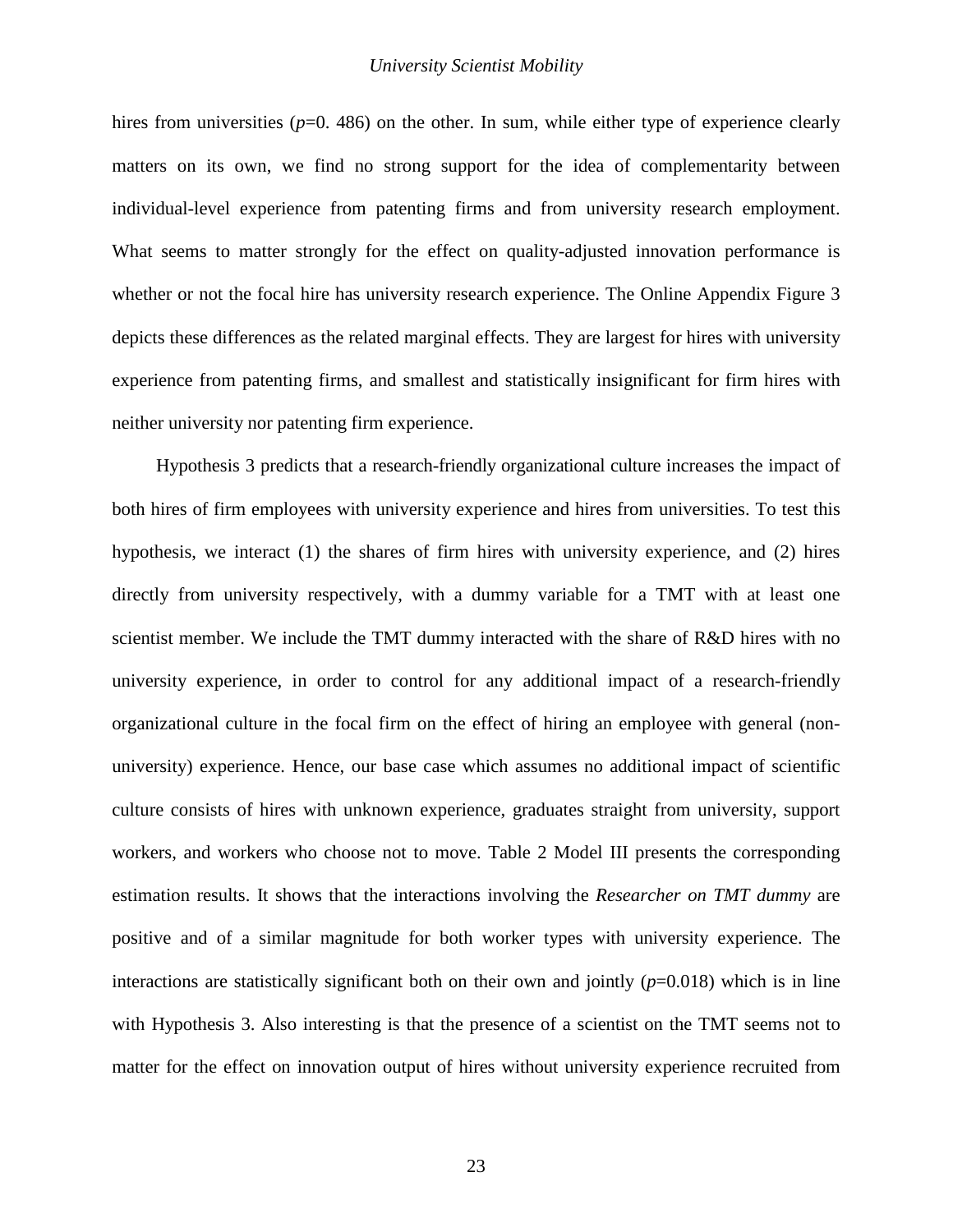hires from universities ($p$=0. 486) on the other. In sum, while either type of experience clearly matters on its own, we find no strong support for the idea of complementarity between individual-level experience from patenting firms and from university research employment. What seems to matter strongly for the effect on quality-adjusted innovation performance is whether or not the focal hire has university research experience. The Online Appendix Figure 3 depicts these differences as the related marginal effects. They are largest for hires with university experience from patenting firms, and smallest and statistically insignificant for firm hires with neither university nor patenting firm experience.

Hypothesis 3 predicts that a research-friendly organizational culture increases the impact of both hires of firm employees with university experience and hires from universities. To test this hypothesis, we interact (1) the shares of firm hires with university experience, and (2) hires directly from university respectively, with a dummy variable for a TMT with at least one scientist member. We include the TMT dummy interacted with the share of R&D hires with no university experience, in order to control for any additional impact of a research-friendly organizational culture in the focal firm on the effect of hiring an employee with general (non-university) experience. Hence, our base case which assumes no additional impact of scientific culture consists of hires with unknown experience, graduates straight from university, support workers, and workers who choose not to move. Table 2 Model III presents the corresponding estimation results. It shows that the interactions involving the *Researcher on TMT dummy* are positive and of a similar magnitude for both worker types with university experience. The interactions are statistically significant both on their own and jointly ($p$=0.018) which is in line with Hypothesis 3. Also interesting is that the presence of a scientist on the TMT seems not to matter for the effect on innovation output of hires without university experience recruited from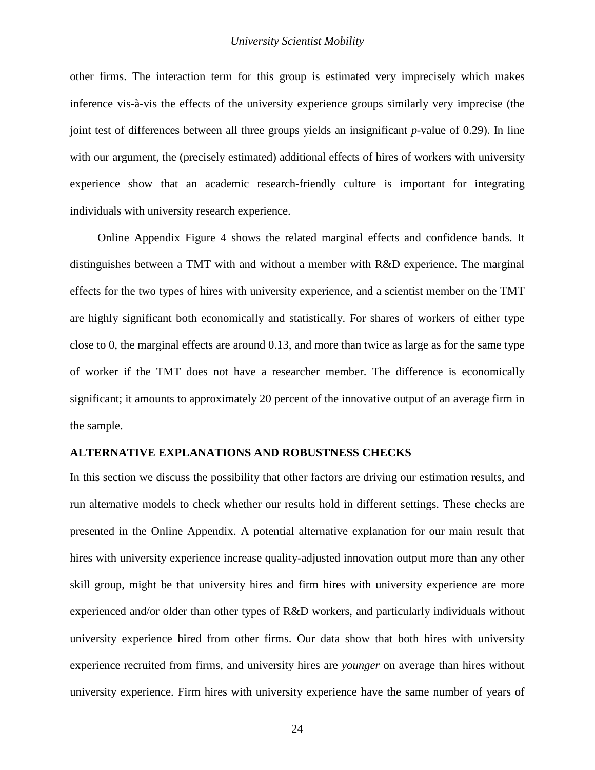other firms. The interaction term for this group is estimated very imprecisely which makes inference vis-à-vis the effects of the university experience groups similarly very imprecise (the joint test of differences between all three groups yields an insignificant *p*-value of 0.29). In line with our argument, the (precisely estimated) additional effects of hires of workers with university experience show that an academic research-friendly culture is important for integrating individuals with university research experience.

Online Appendix Figure 4 shows the related marginal effects and confidence bands. It distinguishes between a TMT with and without a member with R&D experience. The marginal effects for the two types of hires with university experience, and a scientist member on the TMT are highly significant both economically and statistically. For shares of workers of either type close to 0, the marginal effects are around 0.13, and more than twice as large as for the same type of worker if the TMT does not have a researcher member. The difference is economically significant; it amounts to approximately 20 percent of the innovative output of an average firm in the sample.

## ALTERNATIVE EXPLANATIONS AND ROBUSTNESS CHECKS

In this section we discuss the possibility that other factors are driving our estimation results, and run alternative models to check whether our results hold in different settings. These checks are presented in the Online Appendix. A potential alternative explanation for our main result that hires with university experience increase quality-adjusted innovation output more than any other skill group, might be that university hires and firm hires with university experience are more experienced and/or older than other types of R&D workers, and particularly individuals without university experience hired from other firms. Our data show that both hires with university experience recruited from firms, and university hires are *younger* on average than hires without university experience. Firm hires with university experience have the same number of years of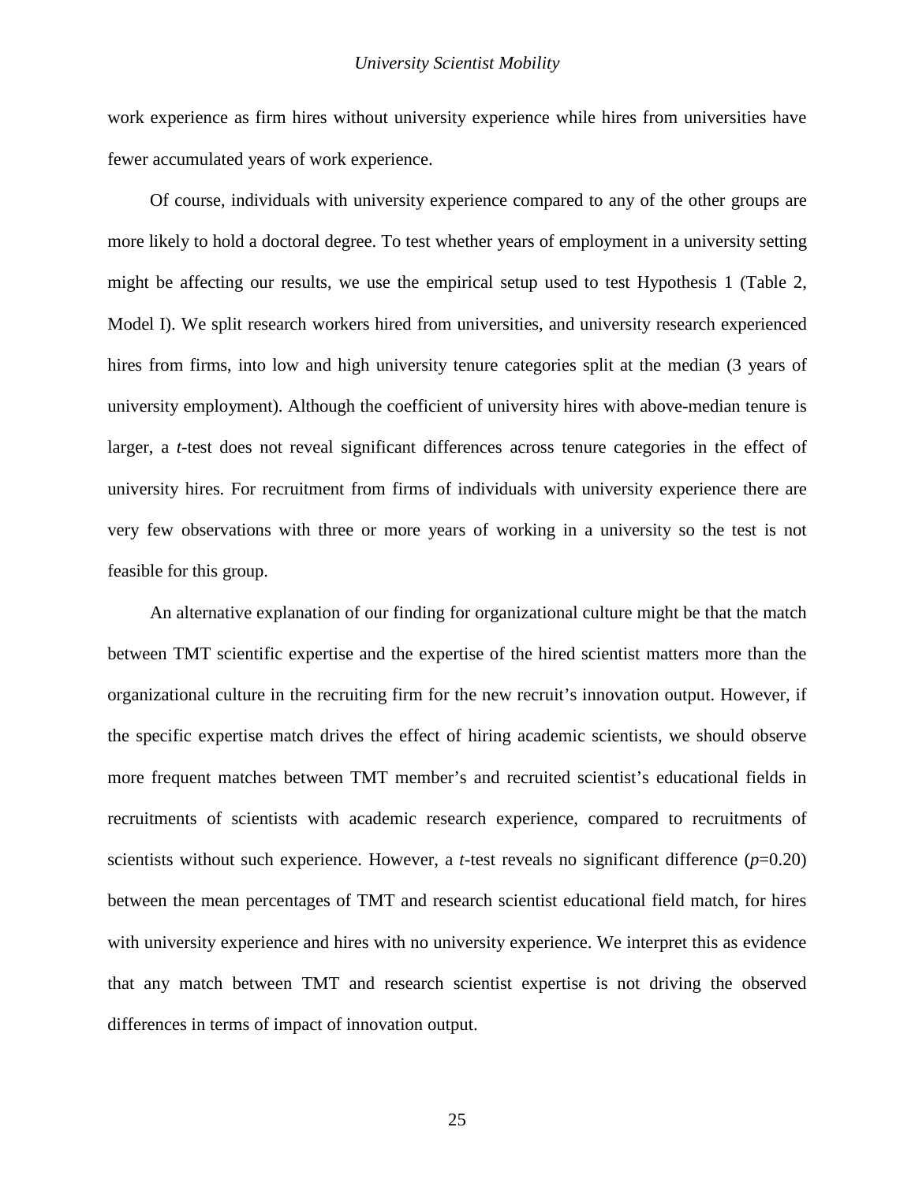work experience as firm hires without university experience while hires from universities have fewer accumulated years of work experience.

Of course, individuals with university experience compared to any of the other groups are more likely to hold a doctoral degree. To test whether years of employment in a university setting might be affecting our results, we use the empirical setup used to test Hypothesis 1 (Table 2, Model I). We split research workers hired from universities, and university research experienced hires from firms, into low and high university tenure categories split at the median (3 years of university employment). Although the coefficient of university hires with above-median tenure is larger, a *t*-test does not reveal significant differences across tenure categories in the effect of university hires. For recruitment from firms of individuals with university experience there are very few observations with three or more years of working in a university so the test is not feasible for this group.

An alternative explanation of our finding for organizational culture might be that the match between TMT scientific expertise and the expertise of the hired scientist matters more than the organizational culture in the recruiting firm for the new recruit's innovation output. However, if the specific expertise match drives the effect of hiring academic scientists, we should observe more frequent matches between TMT member's and recruited scientist's educational fields in recruitments of scientists with academic research experience, compared to recruitments of scientists without such experience. However, a *t*-test reveals no significant difference ($p$=0.20) between the mean percentages of TMT and research scientist educational field match, for hires with university experience and hires with no university experience. We interpret this as evidence that any match between TMT and research scientist expertise is not driving the observed differences in terms of impact of innovation output.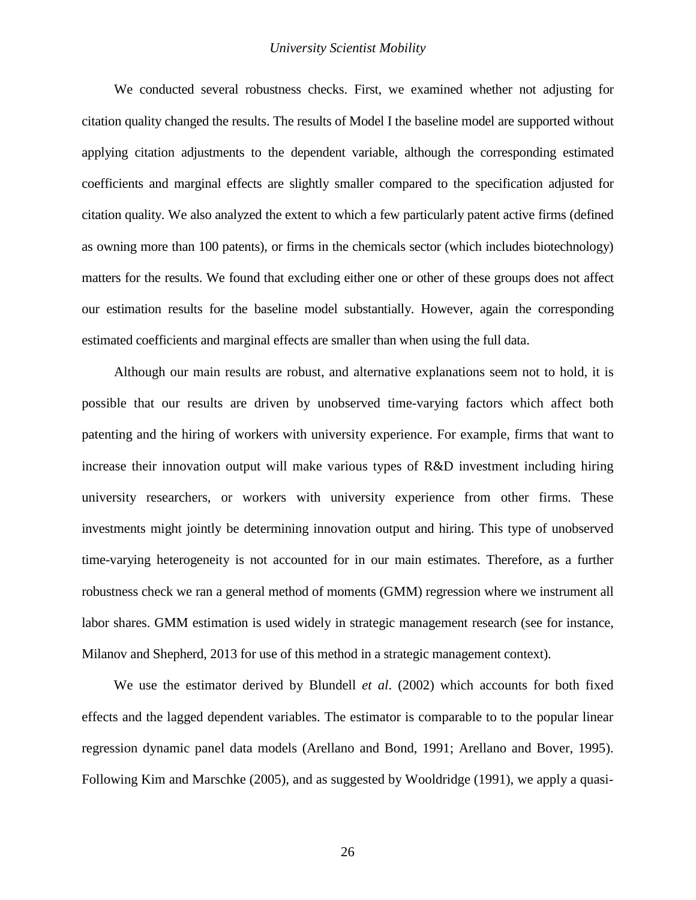We conducted several robustness checks. First, we examined whether not adjusting for citation quality changed the results. The results of Model I the baseline model are supported without applying citation adjustments to the dependent variable, although the corresponding estimated coefficients and marginal effects are slightly smaller compared to the specification adjusted for citation quality. We also analyzed the extent to which a few particularly patent active firms (defined as owning more than 100 patents), or firms in the chemicals sector (which includes biotechnology) matters for the results. We found that excluding either one or other of these groups does not affect our estimation results for the baseline model substantially. However, again the corresponding estimated coefficients and marginal effects are smaller than when using the full data.

Although our main results are robust, and alternative explanations seem not to hold, it is possible that our results are driven by unobserved time-varying factors which affect both patenting and the hiring of workers with university experience. For example, firms that want to increase their innovation output will make various types of R&D investment including hiring university researchers, or workers with university experience from other firms. These investments might jointly be determining innovation output and hiring. This type of unobserved time-varying heterogeneity is not accounted for in our main estimates. Therefore, as a further robustness check we ran a general method of moments (GMM) regression where we instrument all labor shares. GMM estimation is used widely in strategic management research (see for instance, Milanov and Shepherd, 2013 for use of this method in a strategic management context).

We use the estimator derived by Blundell *et al*. (2002) which accounts for both fixed effects and the lagged dependent variables. The estimator is comparable to to the popular linear regression dynamic panel data models (Arellano and Bond, 1991; Arellano and Bover, 1995). Following Kim and Marschke (2005), and as suggested by Wooldridge (1991), we apply a quasi-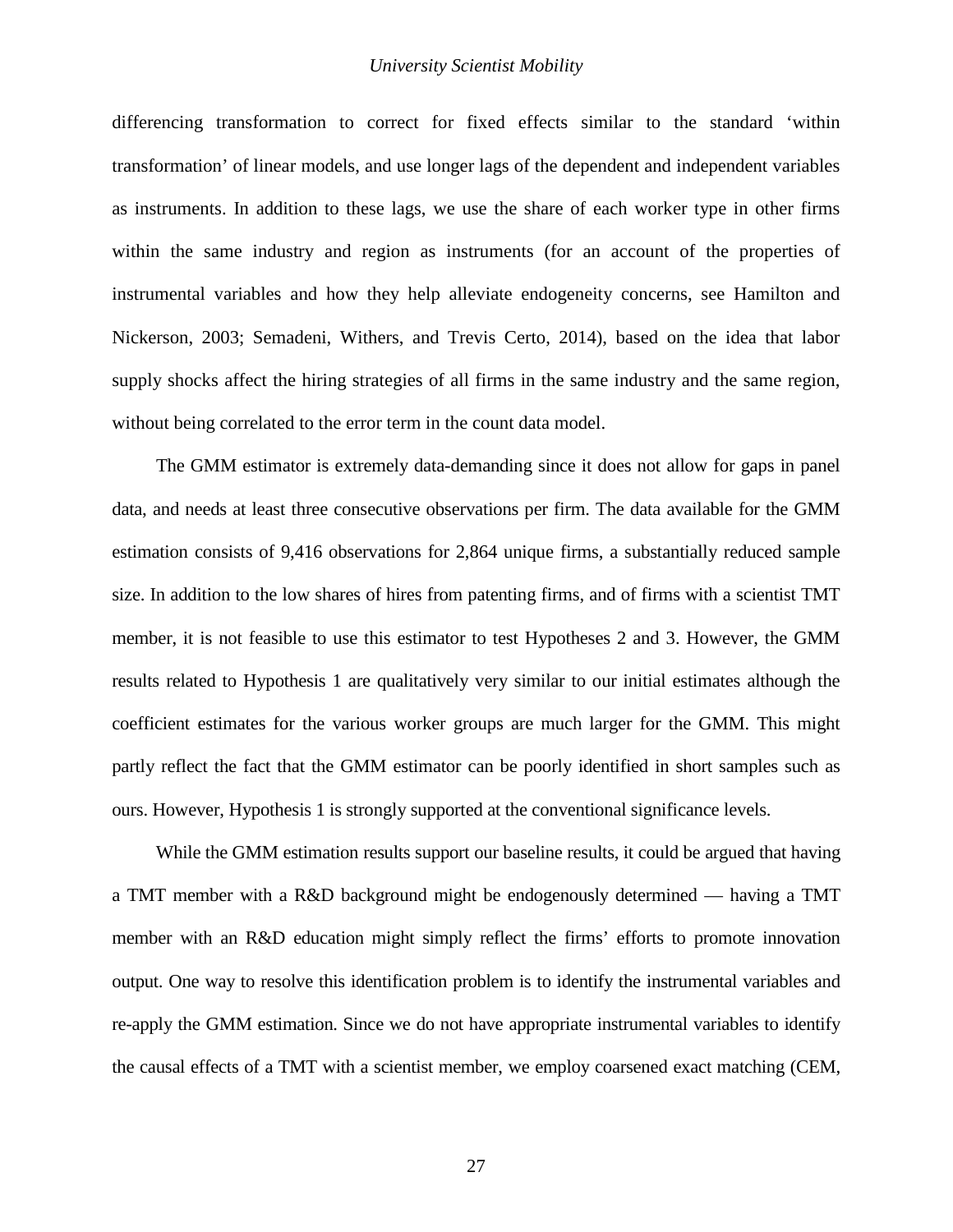differencing transformation to correct for fixed effects similar to the standard 'within transformation' of linear models, and use longer lags of the dependent and independent variables as instruments. In addition to these lags, we use the share of each worker type in other firms within the same industry and region as instruments (for an account of the properties of instrumental variables and how they help alleviate endogeneity concerns, see Hamilton and Nickerson, 2003; Semadeni, Withers, and Trevis Certo, 2014), based on the idea that labor supply shocks affect the hiring strategies of all firms in the same industry and the same region, without being correlated to the error term in the count data model.

The GMM estimator is extremely data-demanding since it does not allow for gaps in panel data, and needs at least three consecutive observations per firm. The data available for the GMM estimation consists of 9,416 observations for 2,864 unique firms, a substantially reduced sample size. In addition to the low shares of hires from patenting firms, and of firms with a scientist TMT member, it is not feasible to use this estimator to test Hypotheses 2 and 3. However, the GMM results related to Hypothesis 1 are qualitatively very similar to our initial estimates although the coefficient estimates for the various worker groups are much larger for the GMM. This might partly reflect the fact that the GMM estimator can be poorly identified in short samples such as ours. However, Hypothesis 1 is strongly supported at the conventional significance levels.

While the GMM estimation results support our baseline results, it could be argued that having a TMT member with a R&D background might be endogenously determined — having a TMT member with an R&D education might simply reflect the firms' efforts to promote innovation output. One way to resolve this identification problem is to identify the instrumental variables and re-apply the GMM estimation. Since we do not have appropriate instrumental variables to identify the causal effects of a TMT with a scientist member, we employ coarsened exact matching (CEM,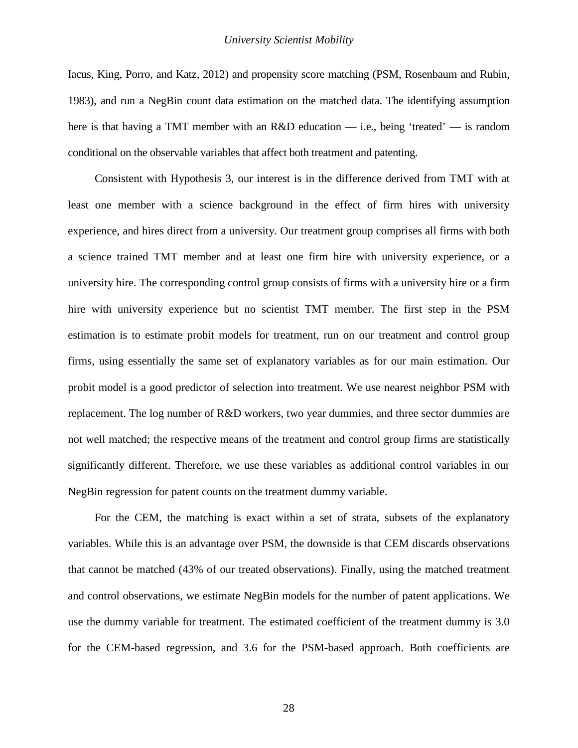Iacus, King, Porro, and Katz, 2012) and propensity score matching (PSM, Rosenbaum and Rubin, 1983), and run a NegBin count data estimation on the matched data. The identifying assumption here is that having a TMT member with an R&D education — i.e., being 'treated' — is random conditional on the observable variables that affect both treatment and patenting.

Consistent with Hypothesis 3, our interest is in the difference derived from TMT with at least one member with a science background in the effect of firm hires with university experience, and hires direct from a university. Our treatment group comprises all firms with both a science trained TMT member and at least one firm hire with university experience, or a university hire. The corresponding control group consists of firms with a university hire or a firm hire with university experience but no scientist TMT member. The first step in the PSM estimation is to estimate probit models for treatment, run on our treatment and control group firms, using essentially the same set of explanatory variables as for our main estimation. Our probit model is a good predictor of selection into treatment. We use nearest neighbor PSM with replacement. The log number of R&D workers, two year dummies, and three sector dummies are not well matched; the respective means of the treatment and control group firms are statistically significantly different. Therefore, we use these variables as additional control variables in our NegBin regression for patent counts on the treatment dummy variable.

For the CEM, the matching is exact within a set of strata, subsets of the explanatory variables. While this is an advantage over PSM, the downside is that CEM discards observations that cannot be matched (43% of our treated observations). Finally, using the matched treatment and control observations, we estimate NegBin models for the number of patent applications. We use the dummy variable for treatment. The estimated coefficient of the treatment dummy is 3.0 for the CEM-based regression, and 3.6 for the PSM-based approach. Both coefficients are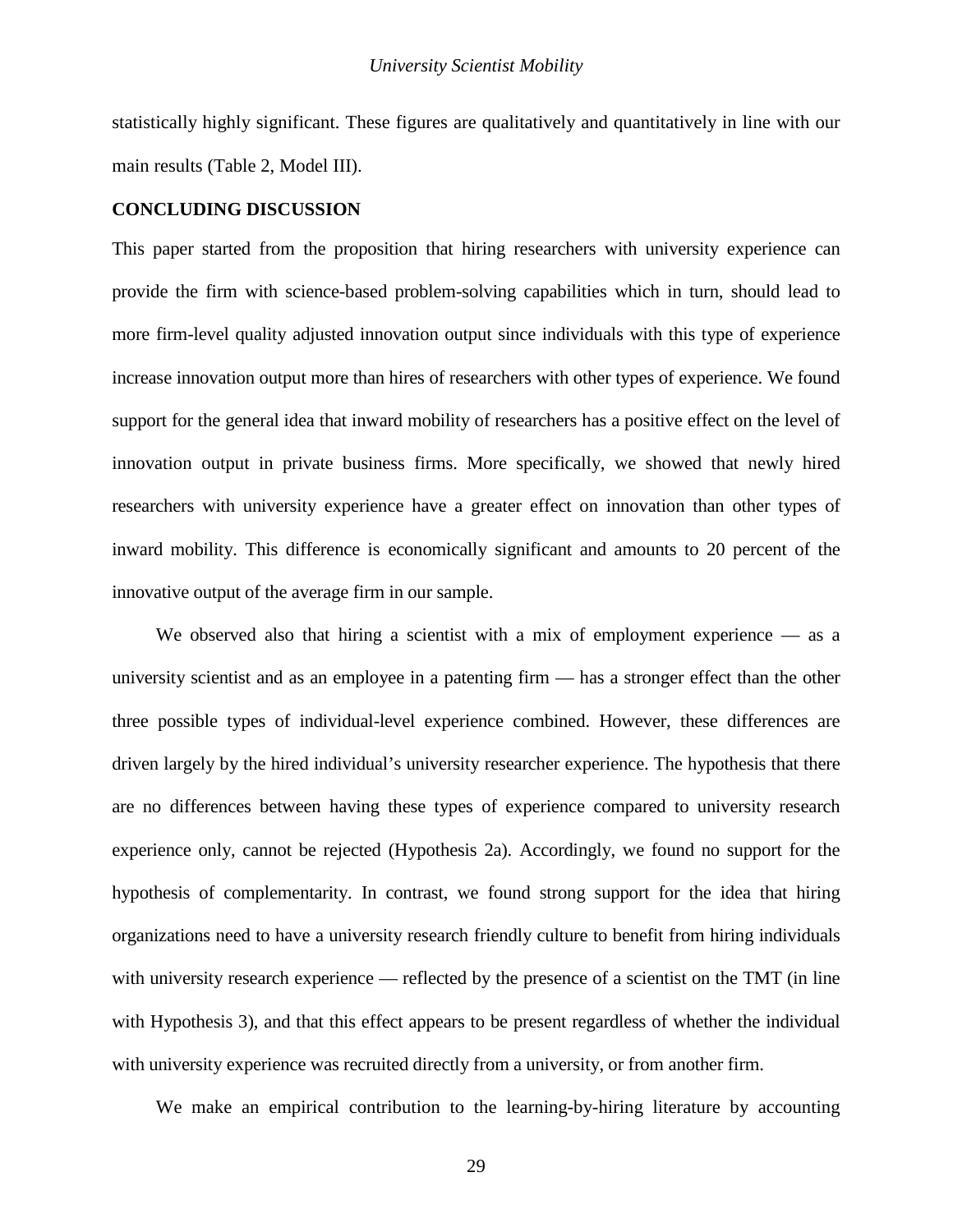statistically highly significant. These figures are qualitatively and quantitatively in line with our main results (Table 2, Model III).

## CONCLUDING DISCUSSION

This paper started from the proposition that hiring researchers with university experience can provide the firm with science-based problem-solving capabilities which in turn, should lead to more firm-level quality adjusted innovation output since individuals with this type of experience increase innovation output more than hires of researchers with other types of experience. We found support for the general idea that inward mobility of researchers has a positive effect on the level of innovation output in private business firms. More specifically, we showed that newly hired researchers with university experience have a greater effect on innovation than other types of inward mobility. This difference is economically significant and amounts to 20 percent of the innovative output of the average firm in our sample.

We observed also that hiring a scientist with a mix of employment experience — as a university scientist and as an employee in a patenting firm — has a stronger effect than the other three possible types of individual-level experience combined. However, these differences are driven largely by the hired individual's university researcher experience. The hypothesis that there are no differences between having these types of experience compared to university research experience only, cannot be rejected (Hypothesis 2a). Accordingly, we found no support for the hypothesis of complementarity. In contrast, we found strong support for the idea that hiring organizations need to have a university research friendly culture to benefit from hiring individuals with university research experience — reflected by the presence of a scientist on the TMT (in line with Hypothesis 3), and that this effect appears to be present regardless of whether the individual with university experience was recruited directly from a university, or from another firm.

We make an empirical contribution to the learning-by-hiring literature by accounting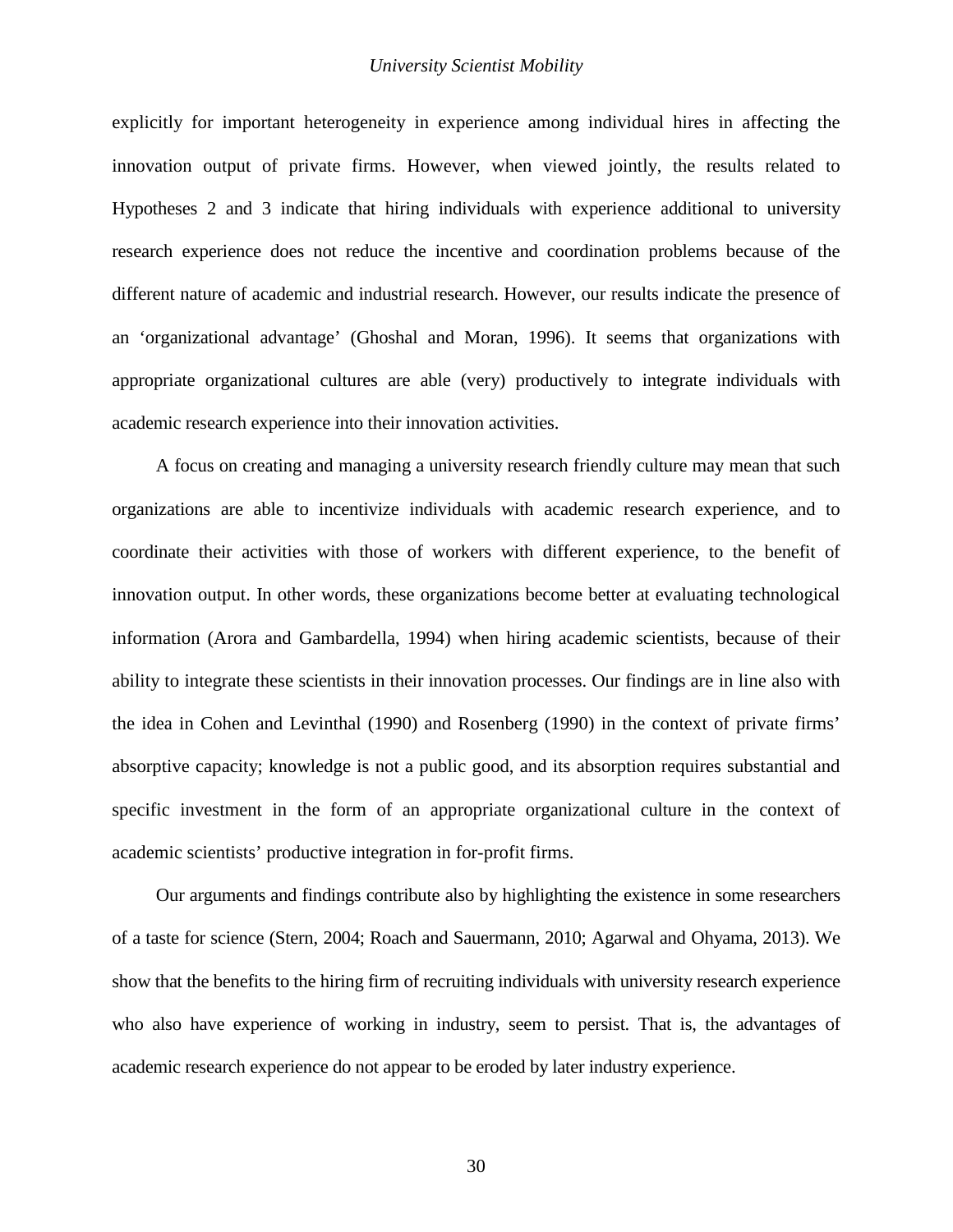explicitly for important heterogeneity in experience among individual hires in affecting the innovation output of private firms. However, when viewed jointly, the results related to Hypotheses 2 and 3 indicate that hiring individuals with experience additional to university research experience does not reduce the incentive and coordination problems because of the different nature of academic and industrial research. However, our results indicate the presence of an 'organizational advantage' (Ghoshal and Moran, 1996). It seems that organizations with appropriate organizational cultures are able (very) productively to integrate individuals with academic research experience into their innovation activities.

A focus on creating and managing a university research friendly culture may mean that such organizations are able to incentivize individuals with academic research experience, and to coordinate their activities with those of workers with different experience, to the benefit of innovation output. In other words, these organizations become better at evaluating technological information (Arora and Gambardella, 1994) when hiring academic scientists, because of their ability to integrate these scientists in their innovation processes. Our findings are in line also with the idea in Cohen and Levinthal (1990) and Rosenberg (1990) in the context of private firms' absorptive capacity; knowledge is not a public good, and its absorption requires substantial and specific investment in the form of an appropriate organizational culture in the context of academic scientists' productive integration in for-profit firms.

Our arguments and findings contribute also by highlighting the existence in some researchers of a taste for science (Stern, 2004; Roach and Sauermann, 2010; Agarwal and Ohyama, 2013). We show that the benefits to the hiring firm of recruiting individuals with university research experience who also have experience of working in industry, seem to persist. That is, the advantages of academic research experience do not appear to be eroded by later industry experience.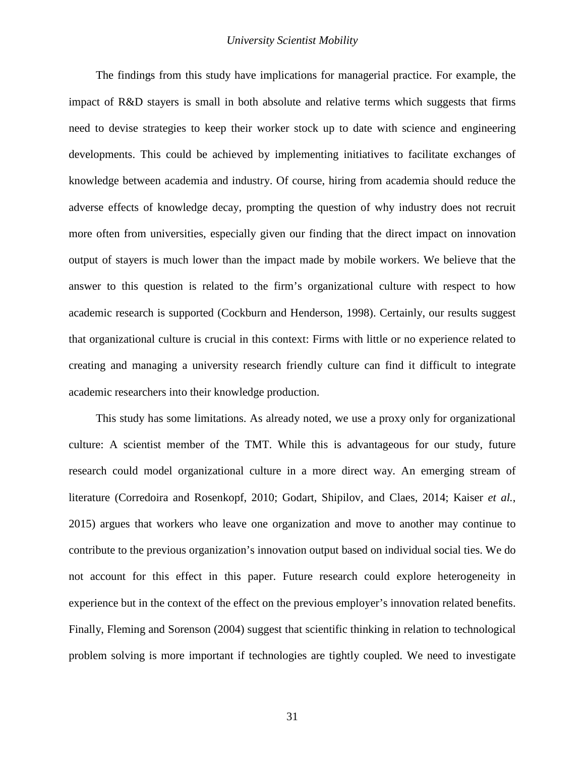The findings from this study have implications for managerial practice. For example, the impact of R&D stayers is small in both absolute and relative terms which suggests that firms need to devise strategies to keep their worker stock up to date with science and engineering developments. This could be achieved by implementing initiatives to facilitate exchanges of knowledge between academia and industry. Of course, hiring from academia should reduce the adverse effects of knowledge decay, prompting the question of why industry does not recruit more often from universities, especially given our finding that the direct impact on innovation output of stayers is much lower than the impact made by mobile workers. We believe that the answer to this question is related to the firm's organizational culture with respect to how academic research is supported (Cockburn and Henderson, 1998). Certainly, our results suggest that organizational culture is crucial in this context: Firms with little or no experience related to creating and managing a university research friendly culture can find it difficult to integrate academic researchers into their knowledge production.

This study has some limitations. As already noted, we use a proxy only for organizational culture: A scientist member of the TMT. While this is advantageous for our study, future research could model organizational culture in a more direct way. An emerging stream of literature (Corredoira and Rosenkopf, 2010; Godart, Shipilov, and Claes, 2014; Kaiser *et al.*, 2015) argues that workers who leave one organization and move to another may continue to contribute to the previous organization's innovation output based on individual social ties. We do not account for this effect in this paper. Future research could explore heterogeneity in experience but in the context of the effect on the previous employer's innovation related benefits. Finally, Fleming and Sorenson (2004) suggest that scientific thinking in relation to technological problem solving is more important if technologies are tightly coupled. We need to investigate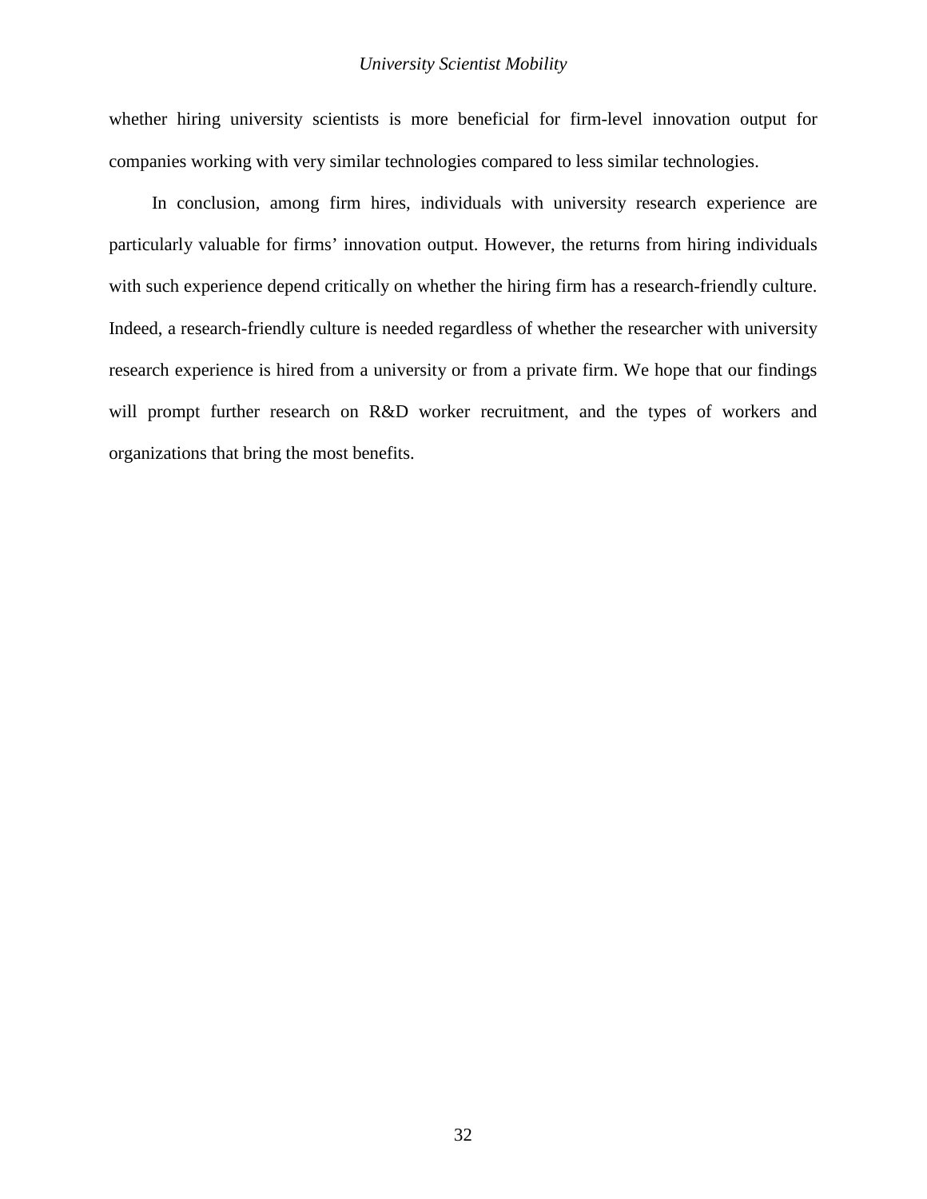whether hiring university scientists is more beneficial for firm-level innovation output for companies working with very similar technologies compared to less similar technologies.

In conclusion, among firm hires, individuals with university research experience are particularly valuable for firms' innovation output. However, the returns from hiring individuals with such experience depend critically on whether the hiring firm has a research-friendly culture. Indeed, a research-friendly culture is needed regardless of whether the researcher with university research experience is hired from a university or from a private firm. We hope that our findings will prompt further research on R&D worker recruitment, and the types of workers and organizations that bring the most benefits.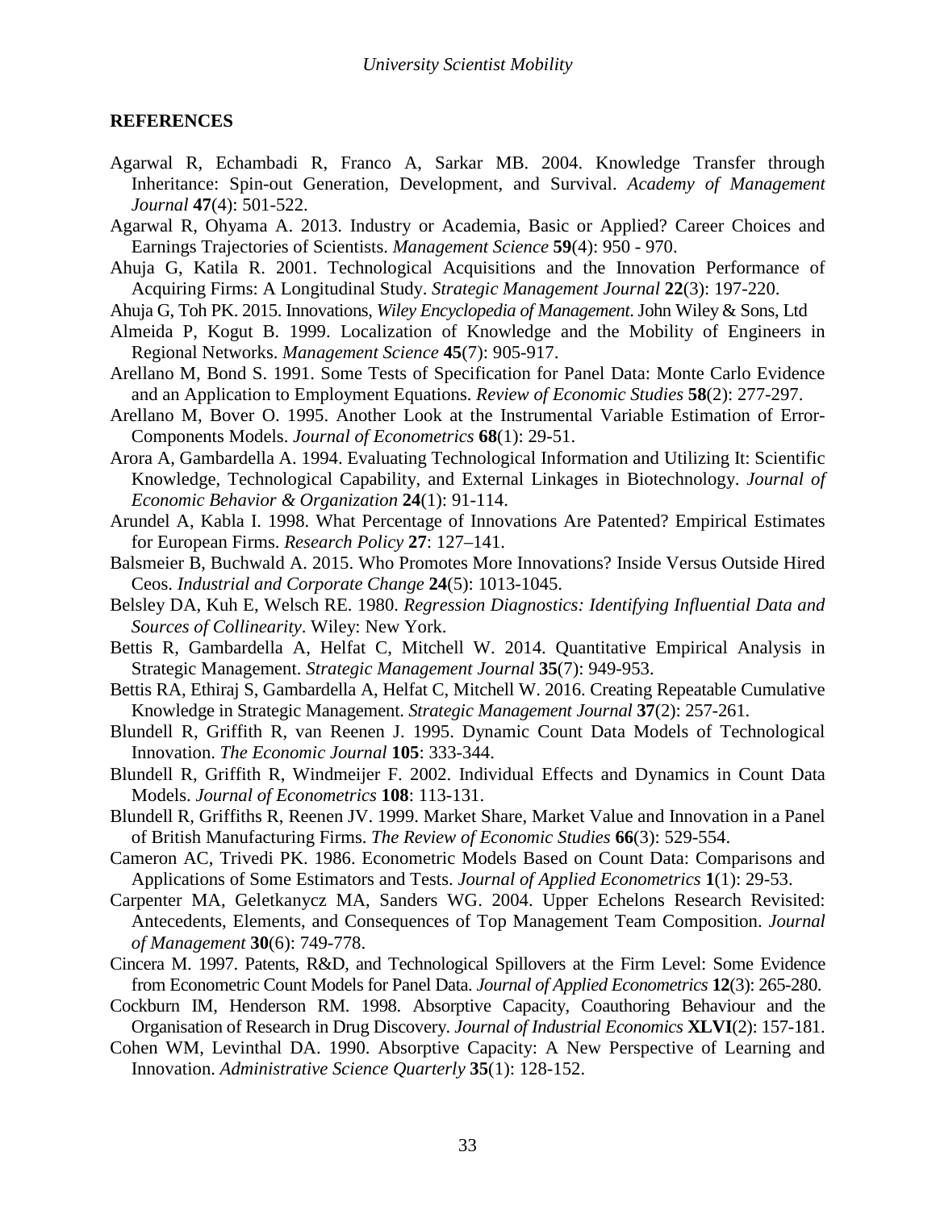## REFERENCES

Agarwal R, Echambadi R, Franco A, Sarkar MB. 2004. Knowledge Transfer through Inheritance: Spin-out Generation, Development, and Survival. *Academy of Management Journal* **47**(4): 501-522.

Agarwal R, Ohyama A. 2013. Industry or Academia, Basic or Applied? Career Choices and Earnings Trajectories of Scientists. *Management Science* **59**(4): 950 - 970.

Ahuja G, Katila R. 2001. Technological Acquisitions and the Innovation Performance of Acquiring Firms: A Longitudinal Study. *Strategic Management Journal* **22**(3): 197-220.

Ahuja G, Toh PK. 2015. Innovations, *Wiley Encyclopedia of Management*. John Wiley & Sons, Ltd

Almeida P, Kogut B. 1999. Localization of Knowledge and the Mobility of Engineers in Regional Networks. *Management Science* **45**(7): 905-917.

Arellano M, Bond S. 1991. Some Tests of Specification for Panel Data: Monte Carlo Evidence and an Application to Employment Equations. *Review of Economic Studies* **58**(2): 277-297.

Arellano M, Bover O. 1995. Another Look at the Instrumental Variable Estimation of Error-Components Models. *Journal of Econometrics* **68**(1): 29-51.

Arora A, Gambardella A. 1994. Evaluating Technological Information and Utilizing It: Scientific Knowledge, Technological Capability, and External Linkages in Biotechnology. *Journal of Economic Behavior & Organization* **24**(1): 91-114.

Arundel A, Kabla I. 1998. What Percentage of Innovations Are Patented? Empirical Estimates for European Firms. *Research Policy* **27**: 127–141.

Balsmeier B, Buchwald A. 2015. Who Promotes More Innovations? Inside Versus Outside Hired Ceos. *Industrial and Corporate Change* **24**(5): 1013-1045.

Belsley DA, Kuh E, Welsch RE. 1980. *Regression Diagnostics: Identifying Influential Data and Sources of Collinearity*. Wiley: New York.

Bettis R, Gambardella A, Helfat C, Mitchell W. 2014. Quantitative Empirical Analysis in Strategic Management. *Strategic Management Journal* **35**(7): 949-953.

Bettis RA, Ethiraj S, Gambardella A, Helfat C, Mitchell W. 2016. Creating Repeatable Cumulative Knowledge in Strategic Management. *Strategic Management Journal* **37**(2): 257-261.

Blundell R, Griffith R, van Reenen J. 1995. Dynamic Count Data Models of Technological Innovation. *The Economic Journal* **105**: 333-344.

Blundell R, Griffith R, Windmeijer F. 2002. Individual Effects and Dynamics in Count Data Models. *Journal of Econometrics* **108**: 113-131.

Blundell R, Griffiths R, Reenen JV. 1999. Market Share, Market Value and Innovation in a Panel of British Manufacturing Firms. *The Review of Economic Studies* **66**(3): 529-554.

Cameron AC, Trivedi PK. 1986. Econometric Models Based on Count Data: Comparisons and Applications of Some Estimators and Tests. *Journal of Applied Econometrics* **1**(1): 29-53.

Carpenter MA, Geletkanycz MA, Sanders WG. 2004. Upper Echelons Research Revisited: Antecedents, Elements, and Consequences of Top Management Team Composition. *Journal of Management* **30**(6): 749-778.

Cincera M. 1997. Patents, R&D, and Technological Spillovers at the Firm Level: Some Evidence from Econometric Count Models for Panel Data. *Journal of Applied Econometrics* **12**(3): 265-280.

Cockburn IM, Henderson RM. 1998. Absorptive Capacity, Coauthoring Behaviour and the Organisation of Research in Drug Discovery. *Journal of Industrial Economics* **XLVI**(2): 157-181.

Cohen WM, Levinthal DA. 1990. Absorptive Capacity: A New Perspective of Learning and Innovation. *Administrative Science Quarterly* **35**(1): 128-152.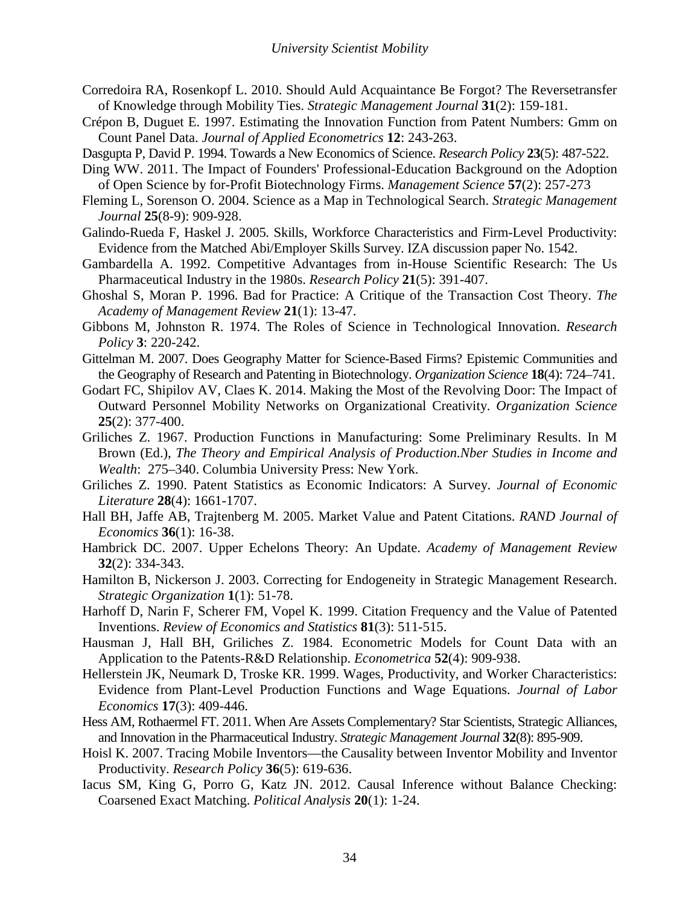Corredoira RA, Rosenkopf L. 2010. Should Auld Acquaintance Be Forgot? The Reversetransfer of Knowledge through Mobility Ties. *Strategic Management Journal* **31**(2): 159-181.

Crépon B, Duguet E. 1997. Estimating the Innovation Function from Patent Numbers: Gmm on Count Panel Data. *Journal of Applied Econometrics* **12**: 243-263.

Dasgupta P, David P. 1994. Towards a New Economics of Science. *Research Policy* **23**(5): 487-522.

Ding WW. 2011. The Impact of Founders' Professional-Education Background on the Adoption of Open Science by for-Profit Biotechnology Firms. *Management Science* **57**(2): 257-273

Fleming L, Sorenson O. 2004. Science as a Map in Technological Search. *Strategic Management Journal* **25**(8-9): 909-928.

Galindo-Rueda F, Haskel J. 2005. Skills, Workforce Characteristics and Firm-Level Productivity: Evidence from the Matched Abi/Employer Skills Survey. IZA discussion paper No. 1542.

Gambardella A. 1992. Competitive Advantages from in-House Scientific Research: The Us Pharmaceutical Industry in the 1980s. *Research Policy* **21**(5): 391-407.

Ghoshal S, Moran P. 1996. Bad for Practice: A Critique of the Transaction Cost Theory. *The Academy of Management Review* **21**(1): 13-47.

Gibbons M, Johnston R. 1974. The Roles of Science in Technological Innovation. *Research Policy* **3**: 220-242.

Gittelman M. 2007. Does Geography Matter for Science-Based Firms? Epistemic Communities and the Geography of Research and Patenting in Biotechnology. *Organization Science* **18**(4): 724–741.

Godart FC, Shipilov AV, Claes K. 2014. Making the Most of the Revolving Door: The Impact of Outward Personnel Mobility Networks on Organizational Creativity. *Organization Science* **25**(2): 377-400.

Griliches Z. 1967. Production Functions in Manufacturing: Some Preliminary Results. In M Brown (Ed.), *The Theory and Empirical Analysis of Production.Nber Studies in Income and Wealth*: 275–340. Columbia University Press: New York.

Griliches Z. 1990. Patent Statistics as Economic Indicators: A Survey. *Journal of Economic Literature* **28**(4): 1661-1707.

Hall BH, Jaffe AB, Trajtenberg M. 2005. Market Value and Patent Citations. *RAND Journal of Economics* **36**(1): 16-38.

Hambrick DC. 2007. Upper Echelons Theory: An Update. *Academy of Management Review* **32**(2): 334-343.

Hamilton B, Nickerson J. 2003. Correcting for Endogeneity in Strategic Management Research. *Strategic Organization* **1**(1): 51-78.

Harhoff D, Narin F, Scherer FM, Vopel K. 1999. Citation Frequency and the Value of Patented Inventions. *Review of Economics and Statistics* **81**(3): 511-515.

Hausman J, Hall BH, Griliches Z. 1984. Econometric Models for Count Data with an Application to the Patents-R&D Relationship. *Econometrica* **52**(4): 909-938.

Hellerstein JK, Neumark D, Troske KR. 1999. Wages, Productivity, and Worker Characteristics: Evidence from Plant-Level Production Functions and Wage Equations. *Journal of Labor Economics* **17**(3): 409-446.

Hess AM, Rothaermel FT. 2011. When Are Assets Complementary? Star Scientists, Strategic Alliances, and Innovation in the Pharmaceutical Industry. *Strategic Management Journal* **32**(8): 895-909.

Hoisl K. 2007. Tracing Mobile Inventors—the Causality between Inventor Mobility and Inventor Productivity. *Research Policy* **36**(5): 619-636.

Iacus SM, King G, Porro G, Katz JN. 2012. Causal Inference without Balance Checking: Coarsened Exact Matching. *Political Analysis* **20**(1): 1-24.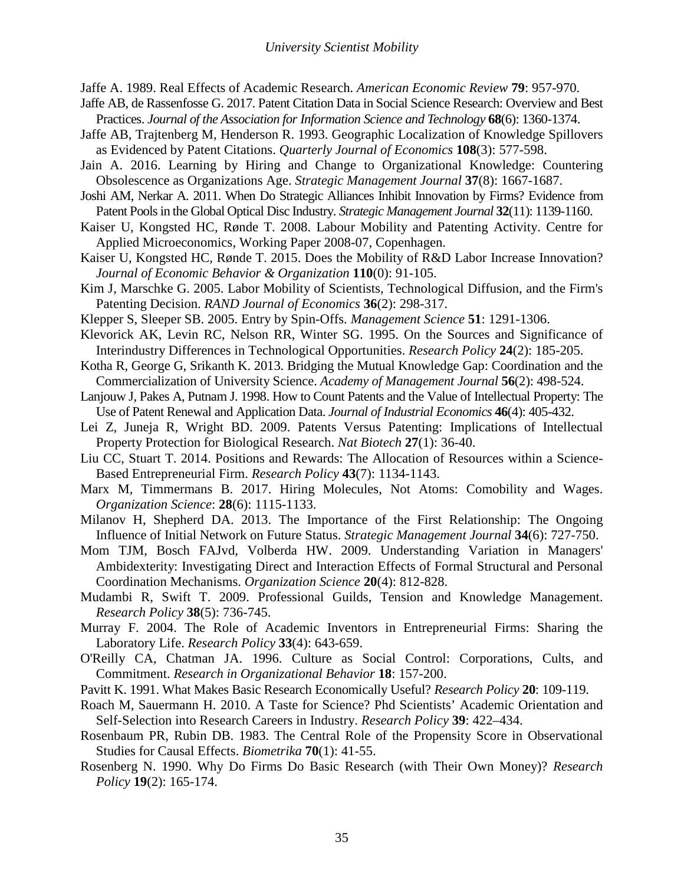Jaffe A. 1989. Real Effects of Academic Research. *American Economic Review* **79**: 957-970.

Jaffe AB, de Rassenfosse G. 2017. Patent Citation Data in Social Science Research: Overview and Best Practices. *Journal of the Association for Information Science and Technology* **68**(6): 1360-1374.

Jaffe AB, Trajtenberg M, Henderson R. 1993. Geographic Localization of Knowledge Spillovers as Evidenced by Patent Citations. *Quarterly Journal of Economics* **108**(3): 577-598.

Jain A. 2016. Learning by Hiring and Change to Organizational Knowledge: Countering Obsolescence as Organizations Age. *Strategic Management Journal* **37**(8): 1667-1687.

Joshi AM, Nerkar A. 2011. When Do Strategic Alliances Inhibit Innovation by Firms? Evidence from Patent Pools in the Global Optical Disc Industry. *Strategic Management Journal* **32**(11): 1139-1160.

Kaiser U, Kongsted HC, Rønde T. 2008. Labour Mobility and Patenting Activity. Centre for Applied Microeconomics, Working Paper 2008-07, Copenhagen.

Kaiser U, Kongsted HC, Rønde T. 2015. Does the Mobility of R&D Labor Increase Innovation? *Journal of Economic Behavior & Organization* **110**(0): 91-105.

Kim J, Marschke G. 2005. Labor Mobility of Scientists, Technological Diffusion, and the Firm's Patenting Decision. *RAND Journal of Economics* **36**(2): 298-317.

Klepper S, Sleeper SB. 2005. Entry by Spin-Offs. *Management Science* **51**: 1291-1306.

Klevorick AK, Levin RC, Nelson RR, Winter SG. 1995. On the Sources and Significance of Interindustry Differences in Technological Opportunities. *Research Policy* **24**(2): 185-205.

Kotha R, George G, Srikanth K. 2013. Bridging the Mutual Knowledge Gap: Coordination and the Commercialization of University Science. *Academy of Management Journal* **56**(2): 498-524.

Lanjouw J, Pakes A, Putnam J. 1998. How to Count Patents and the Value of Intellectual Property: The Use of Patent Renewal and Application Data. *Journal of Industrial Economics* **46**(4): 405-432.

Lei Z, Juneja R, Wright BD. 2009. Patents Versus Patenting: Implications of Intellectual Property Protection for Biological Research. *Nat Biotech* **27**(1): 36-40.

Liu CC, Stuart T. 2014. Positions and Rewards: The Allocation of Resources within a Science-Based Entrepreneurial Firm. *Research Policy* **43**(7): 1134-1143.

Marx M, Timmermans B. 2017. Hiring Molecules, Not Atoms: Comobility and Wages. *Organization Science*: **28**(6): 1115-1133.

Milanov H, Shepherd DA. 2013. The Importance of the First Relationship: The Ongoing Influence of Initial Network on Future Status. *Strategic Management Journal* **34**(6): 727-750.

Mom TJM, Bosch FAJvd, Volberda HW. 2009. Understanding Variation in Managers' Ambidexterity: Investigating Direct and Interaction Effects of Formal Structural and Personal Coordination Mechanisms. *Organization Science* **20**(4): 812-828.

Mudambi R, Swift T. 2009. Professional Guilds, Tension and Knowledge Management. *Research Policy* **38**(5): 736-745.

Murray F. 2004. The Role of Academic Inventors in Entrepreneurial Firms: Sharing the Laboratory Life. *Research Policy* **33**(4): 643-659.

O'Reilly CA, Chatman JA. 1996. Culture as Social Control: Corporations, Cults, and Commitment. *Research in Organizational Behavior* **18**: 157-200.

Pavitt K. 1991. What Makes Basic Research Economically Useful? *Research Policy* **20**: 109-119.

Roach M, Sauermann H. 2010. A Taste for Science? Phd Scientists' Academic Orientation and Self-Selection into Research Careers in Industry. *Research Policy* **39**: 422–434.

Rosenbaum PR, Rubin DB. 1983. The Central Role of the Propensity Score in Observational Studies for Causal Effects. *Biometrika* **70**(1): 41-55.

Rosenberg N. 1990. Why Do Firms Do Basic Research (with Their Own Money)? *Research Policy* **19**(2): 165-174.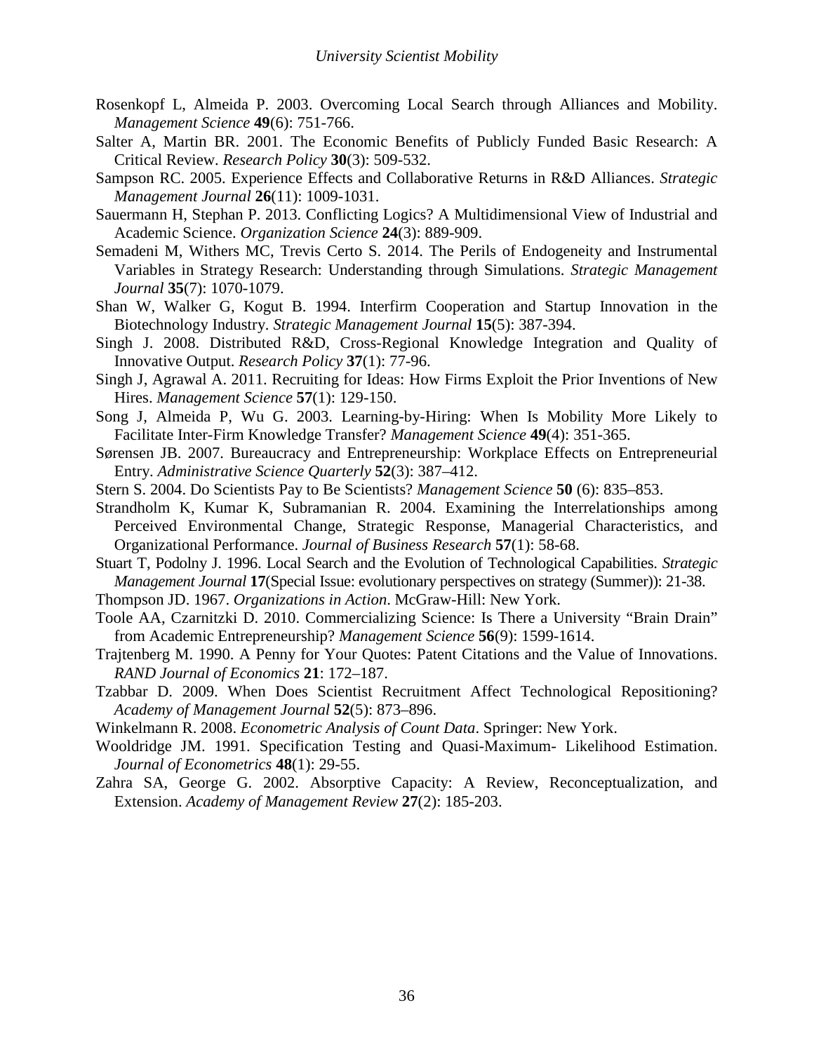Rosenkopf L, Almeida P. 2003. Overcoming Local Search through Alliances and Mobility. *Management Science* **49**(6): 751-766.

Salter A, Martin BR. 2001. The Economic Benefits of Publicly Funded Basic Research: A Critical Review. *Research Policy* **30**(3): 509-532.

Sampson RC. 2005. Experience Effects and Collaborative Returns in R&D Alliances. *Strategic Management Journal* **26**(11): 1009-1031.

Sauermann H, Stephan P. 2013. Conflicting Logics? A Multidimensional View of Industrial and Academic Science. *Organization Science* **24**(3): 889-909.

Semadeni M, Withers MC, Trevis Certo S. 2014. The Perils of Endogeneity and Instrumental Variables in Strategy Research: Understanding through Simulations. *Strategic Management Journal* **35**(7): 1070-1079.

Shan W, Walker G, Kogut B. 1994. Interfirm Cooperation and Startup Innovation in the Biotechnology Industry. *Strategic Management Journal* **15**(5): 387-394.

Singh J. 2008. Distributed R&D, Cross-Regional Knowledge Integration and Quality of Innovative Output. *Research Policy* **37**(1): 77-96.

Singh J, Agrawal A. 2011. Recruiting for Ideas: How Firms Exploit the Prior Inventions of New Hires. *Management Science* **57**(1): 129-150.

Song J, Almeida P, Wu G. 2003. Learning-by-Hiring: When Is Mobility More Likely to Facilitate Inter-Firm Knowledge Transfer? *Management Science* **49**(4): 351-365.

Sørensen JB. 2007. Bureaucracy and Entrepreneurship: Workplace Effects on Entrepreneurial Entry. *Administrative Science Quarterly* **52**(3): 387–412.

Stern S. 2004. Do Scientists Pay to Be Scientists? *Management Science* **50** (6): 835–853.

Strandholm K, Kumar K, Subramanian R. 2004. Examining the Interrelationships among Perceived Environmental Change, Strategic Response, Managerial Characteristics, and Organizational Performance. *Journal of Business Research* **57**(1): 58-68.

Stuart T, Podolny J. 1996. Local Search and the Evolution of Technological Capabilities. *Strategic Management Journal* **17**(Special Issue: evolutionary perspectives on strategy (Summer)): 21-38.

Thompson JD. 1967. *Organizations in Action*. McGraw-Hill: New York.

Toole AA, Czarnitzki D. 2010. Commercializing Science: Is There a University "Brain Drain" from Academic Entrepreneurship? *Management Science* **56**(9): 1599-1614.

Trajtenberg M. 1990. A Penny for Your Quotes: Patent Citations and the Value of Innovations. *RAND Journal of Economics* **21**: 172–187.

Tzabbar D. 2009. When Does Scientist Recruitment Affect Technological Repositioning? *Academy of Management Journal* **52**(5): 873–896.

Winkelmann R. 2008. *Econometric Analysis of Count Data*. Springer: New York.

Wooldridge JM. 1991. Specification Testing and Quasi-Maximum- Likelihood Estimation. *Journal of Econometrics* **48**(1): 29-55.

Zahra SA, George G. 2002. Absorptive Capacity: A Review, Reconceptualization, and Extension. *Academy of Management Review* **27**(2): 185-203.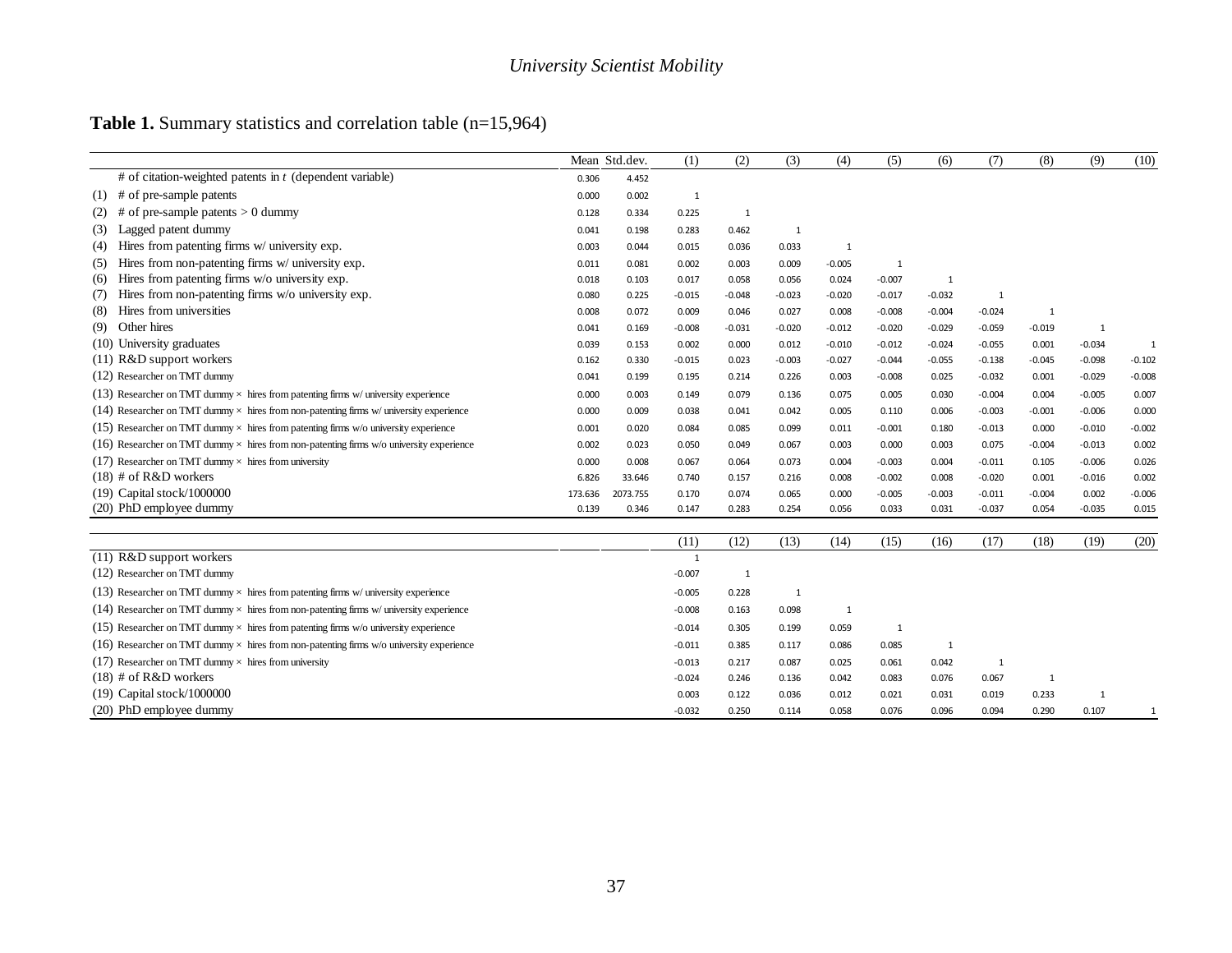**Table 1.** Summary statistics and correlation table (n=15,964)

| | Mean | Std.dev. | (1) | (2) | (3) | (4) | (5) | (6) | (7) | (8) | (9) | (10) |
|---|---|---|---|---|---|---|---|---|---|---|---|---|
| # of citation-weighted patents in *t* (dependent variable) | 0.306 | 4.452 | | | | | | | | | | |
| (1) # of pre-sample patents | 0.000 | 0.002 | 1 | | | | | | | | | |
| (2) # of pre-sample patents > 0 dummy | 0.128 | 0.334 | 0.225 | 1 | | | | | | | | |
| (3) Lagged patent dummy | 0.041 | 0.198 | 0.283 | 0.462 | 1 | | | | | | | |
| (4) Hires from patenting firms w/ university exp. | 0.003 | 0.044 | 0.015 | 0.036 | 0.033 | 1 | | | | | | |
| (5) Hires from non-patenting firms w/ university exp. | 0.011 | 0.081 | 0.002 | 0.003 | 0.009 | -0.005 | 1 | | | | | |
| (6) Hires from patenting firms w/o university exp. | 0.018 | 0.103 | 0.017 | 0.058 | 0.056 | 0.024 | -0.007 | 1 | | | | |
| (7) Hires from non-patenting firms w/o university exp. | 0.080 | 0.225 | -0.015 | -0.048 | -0.023 | -0.020 | -0.017 | -0.032 | 1 | | | |
| (8) Hires from universities | 0.008 | 0.072 | 0.009 | 0.046 | 0.027 | 0.008 | -0.008 | -0.004 | -0.024 | 1 | | |
| (9) Other hires | 0.041 | 0.169 | -0.008 | -0.031 | -0.020 | -0.012 | -0.020 | -0.029 | -0.059 | -0.019 | 1 | |
| (10) University graduates | 0.039 | 0.153 | 0.002 | 0.000 | 0.012 | -0.010 | -0.012 | -0.024 | -0.055 | 0.001 | -0.034 | 1 |
| (11) R&D support workers | 0.162 | 0.330 | -0.015 | 0.023 | -0.003 | -0.027 | -0.044 | -0.055 | -0.138 | -0.045 | -0.098 | -0.102 |
| (12) Researcher on TMT dummy | 0.041 | 0.199 | 0.195 | 0.214 | 0.226 | 0.003 | -0.008 | 0.025 | -0.032 | 0.001 | -0.029 | -0.008 |
| (13) Researcher on TMT dummy × hires from patenting firms w/ university experience | 0.000 | 0.003 | 0.149 | 0.079 | 0.136 | 0.075 | 0.005 | 0.030 | -0.004 | 0.004 | -0.005 | 0.007 |
| (14) Researcher on TMT dummy × hires from non-patenting firms w/ university experience | 0.000 | 0.009 | 0.038 | 0.041 | 0.042 | 0.005 | 0.110 | 0.006 | -0.003 | -0.001 | -0.006 | 0.000 |
| (15) Researcher on TMT dummy × hires from patenting firms w/o university experience | 0.001 | 0.020 | 0.084 | 0.085 | 0.099 | 0.011 | -0.001 | 0.180 | -0.013 | 0.000 | -0.010 | -0.002 |
| (16) Researcher on TMT dummy × hires from non-patenting firms w/o university experience | 0.002 | 0.023 | 0.050 | 0.049 | 0.067 | 0.003 | 0.000 | 0.003 | 0.075 | -0.004 | -0.013 | 0.002 |
| (17) Researcher on TMT dummy × hires from university | 0.000 | 0.008 | 0.067 | 0.064 | 0.073 | 0.004 | -0.003 | 0.004 | -0.011 | 0.105 | -0.006 | 0.026 |
| (18) # of R&D workers | 6.826 | 33.646 | 0.740 | 0.157 | 0.216 | 0.008 | -0.002 | 0.008 | -0.020 | 0.001 | -0.016 | 0.002 |
| (19) Capital stock/1000000 | 173.636 | 2073.755 | 0.170 | 0.074 | 0.065 | 0.000 | -0.005 | -0.003 | -0.011 | -0.004 | 0.002 | -0.006 |
| (20) PhD employee dummy | 0.139 | 0.346 | 0.147 | 0.283 | 0.254 | 0.056 | 0.033 | 0.031 | -0.037 | 0.054 | -0.035 | 0.015 |

| | | | (11) | (12) | (13) | (14) | (15) | (16) | (17) | (18) | (19) | (20) |
|---|---|---|---|---|---|---|---|---|---|---|---|---|
| (11) R&D support workers | | | 1 | | | | | | | | | |
| (12) Researcher on TMT dummy | | | -0.007 | 1 | | | | | | | | |
| (13) Researcher on TMT dummy × hires from patenting firms w/ university experience | | | -0.005 | 0.228 | 1 | | | | | | | |
| (14) Researcher on TMT dummy × hires from non-patenting firms w/ university experience | | | -0.008 | 0.163 | 0.098 | 1 | | | | | | |
| (15) Researcher on TMT dummy × hires from patenting firms w/o university experience | | | -0.014 | 0.305 | 0.199 | 0.059 | 1 | | | | | |
| (16) Researcher on TMT dummy × hires from non-patenting firms w/o university experience | | | -0.011 | 0.385 | 0.117 | 0.086 | 0.085 | 1 | | | | |
| (17) Researcher on TMT dummy × hires from university | | | -0.013 | 0.217 | 0.087 | 0.025 | 0.061 | 0.042 | 1 | | | |
| (18) # of R&D workers | | | -0.024 | 0.246 | 0.136 | 0.042 | 0.083 | 0.076 | 0.067 | 1 | | |
| (19) Capital stock/1000000 | | | 0.003 | 0.122 | 0.036 | 0.012 | 0.021 | 0.031 | 0.019 | 0.233 | 1 | |
| (20) PhD employee dummy | | | -0.032 | 0.250 | 0.114 | 0.058 | 0.076 | 0.096 | 0.094 | 0.290 | 0.107 | 1 |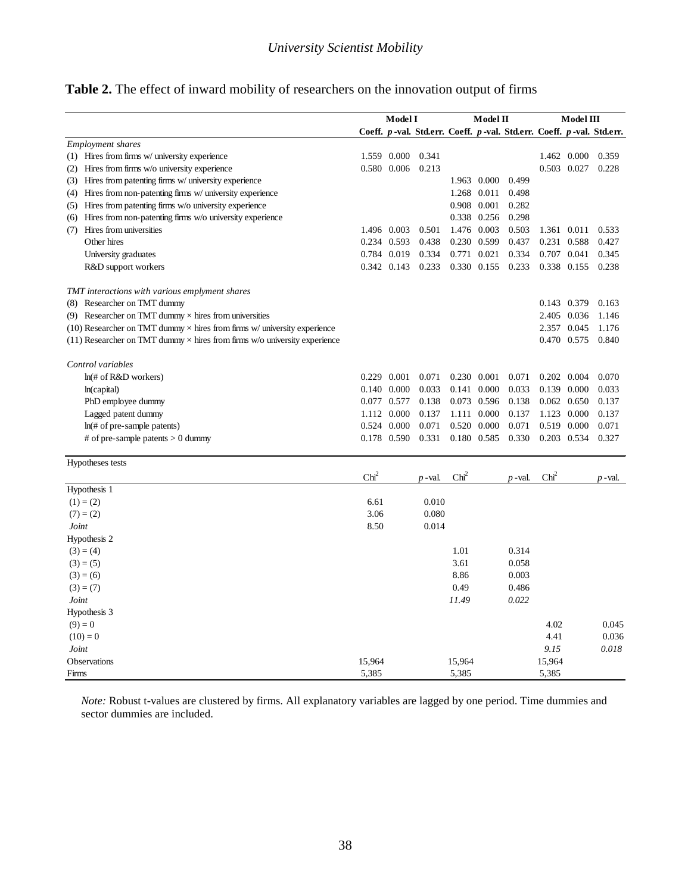**Table 2.** The effect of inward mobility of researchers on the innovation output of firms

| | Model I | | | Model II | | | Model III | | |
|---|---|---|---|---|---|---|---|---|---|
| | Coeff. | *p*-val. | Std.err. | Coeff. | *p*-val. | Std.err. | Coeff. | *p*-val. | Std.err. |
| *Employment shares* | | | | | | | | | |
| (1) Hires from firms w/ university experience | 1.559 | 0.000 | 0.341 | | | | 1.462 | 0.000 | 0.359 |
| (2) Hires from firms w/o university experience | 0.580 | 0.006 | 0.213 | | | | 0.503 | 0.027 | 0.228 |
| (3) Hires from patenting firms w/ university experience | | | | 1.963 | 0.000 | 0.499 | | | |
| (4) Hires from non-patenting firms w/ university experience | | | | 1.268 | 0.011 | 0.498 | | | |
| (5) Hires from patenting firms w/o university experience | | | | 0.908 | 0.001 | 0.282 | | | |
| (6) Hires from non-patenting firms w/o university experience | | | | 0.338 | 0.256 | 0.298 | | | |
| (7) Hires from universities | 1.496 | 0.003 | 0.501 | 1.476 | 0.003 | 0.503 | 1.361 | 0.011 | 0.533 |
| Other hires | 0.234 | 0.593 | 0.438 | 0.230 | 0.599 | 0.437 | 0.231 | 0.588 | 0.427 |
| University graduates | 0.784 | 0.019 | 0.334 | 0.771 | 0.021 | 0.334 | 0.707 | 0.041 | 0.345 |
| R&D support workers | 0.342 | 0.143 | 0.233 | 0.330 | 0.155 | 0.233 | 0.338 | 0.155 | 0.238 |
| *TMT interactions with various emplyment shares* | | | | | | | | | |
| (8) Researcher on TMT dummy | | | | | | | 0.143 | 0.379 | 0.163 |
| (9) Researcher on TMT dummy × hires from universities | | | | | | | 2.405 | 0.036 | 1.146 |
| (10) Researcher on TMT dummy × hires from firms w/ university experience | | | | | | | 2.357 | 0.045 | 1.176 |
| (11) Researcher on TMT dummy × hires from firms w/o university experience | | | | | | | 0.470 | 0.575 | 0.840 |
| *Control variables* | | | | | | | | | |
| ln(# of R&D workers) | 0.229 | 0.001 | 0.071 | 0.230 | 0.001 | 0.071 | 0.202 | 0.004 | 0.070 |
| ln(capital) | 0.140 | 0.000 | 0.033 | 0.141 | 0.000 | 0.033 | 0.139 | 0.000 | 0.033 |
| PhD employee dummy | 0.077 | 0.577 | 0.138 | 0.073 | 0.596 | 0.138 | 0.062 | 0.650 | 0.137 |
| Lagged patent dummy | 1.112 | 0.000 | 0.137 | 1.111 | 0.000 | 0.137 | 1.123 | 0.000 | 0.137 |
| ln(# of pre-sample patents) | 0.524 | 0.000 | 0.071 | 0.520 | 0.000 | 0.071 | 0.519 | 0.000 | 0.071 |
| # of pre-sample patents > 0 dummy | 0.178 | 0.590 | 0.331 | 0.180 | 0.585 | 0.330 | 0.203 | 0.534 | 0.327 |

| Hypotheses tests | $Chi^2$ | *p*-val. | $Chi^2$ | *p*-val. | $Chi^2$ | *p*-val. |
|---|---|---|---|---|---|---|
| Hypothesis 1 | | | | | | |
| (1) = (2) | 6.61 | 0.010 | | | | |
| (7) = (2) | 3.06 | 0.080 | | | | |
| *Joint* | 8.50 | 0.014 | | | | |
| Hypothesis 2 | | | | | | |
| (3) = (4) | | | 1.01 | 0.314 | | |
| (3) = (5) | | | 3.61 | 0.058 | | |
| (3) = (6) | | | 8.86 | 0.003 | | |
| (3) = (7) | | | 0.49 | 0.486 | | |
| *Joint* | | | *11.49* | *0.022* | | |
| Hypothesis 3 | | | | | | |
| (9) = 0 | | | | | 4.02 | 0.045 |
| (10) = 0 | | | | | 4.41 | 0.036 |
| *Joint* | | | | | *9.15* | *0.018* |
| Observations | 15,964 | | 15,964 | | 15,964 | |
| Firms | 5,385 | | 5,385 | | 5,385 | |

*Note:* Robust t-values are clustered by firms. All explanatory variables are lagged by one period. Time dummies and sector dummies are included.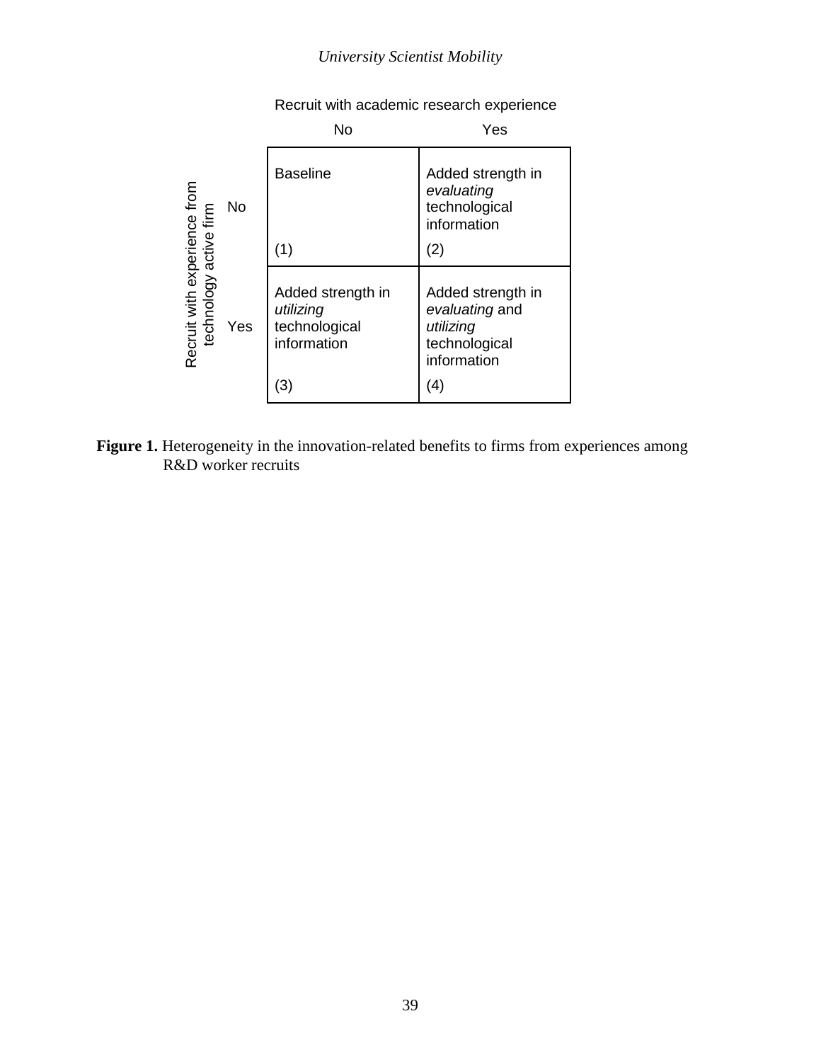| | | Recruit with academic research experience: No | Recruit with academic research experience: Yes |
|---|---|---|---|
| Recruit with experience from technology active firm | No | Baseline<br><br>(1) | Added strength in *evaluating* technological information<br><br>(2) |
| | Yes | Added strength in *utilizing* technological information<br><br>(3) | Added strength in *evaluating* and *utilizing* technological information<br><br>(4) |

**Figure 1.** Heterogeneity in the innovation-related benefits to firms from experiences among R&D worker recruits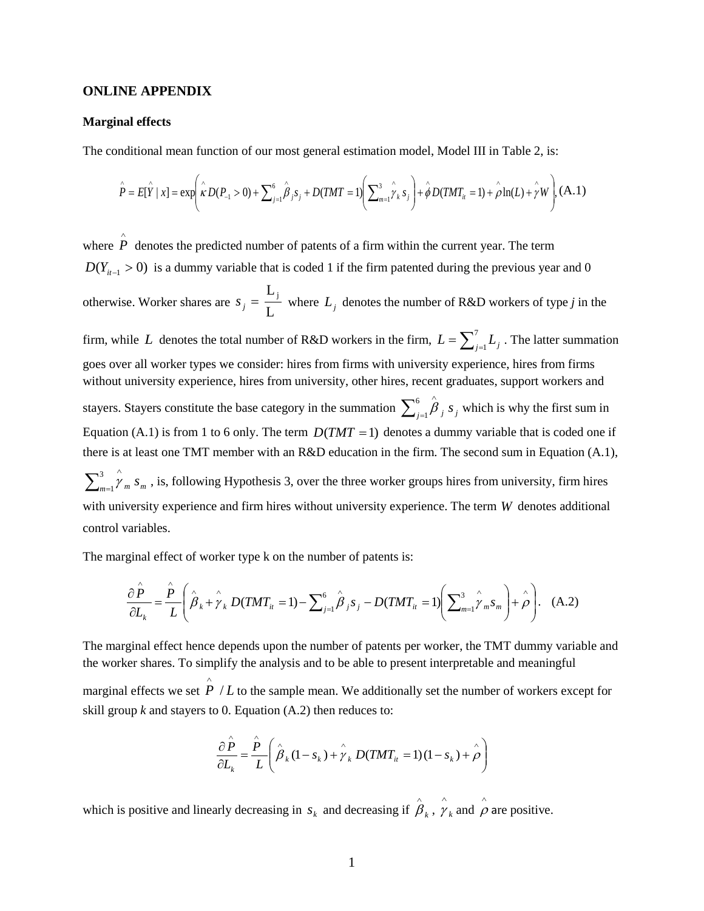## ONLINE APPENDIX

### Marginal effects

The conditional mean function of our most general estimation model, Model III in Table 2, is:

$$\hat{P} = E[\hat{Y} \mid x] = \exp\left(\hat{\kappa} D(P_{-1} > 0) + \sum_{j=1}^{6} \hat{\beta}_j s_j + D(TMT = 1)\left(\sum_{m=1}^{3} \hat{\gamma}_k s_j\right) + \hat{\phi} D(TMT_{it} = 1) + \hat{\rho} \ln(L) + \hat{\gamma} W\right), \text{(A.1)}$$

where $\hat{P}$ denotes the predicted number of patents of a firm within the current year. The term $D(Y_{it-1} > 0)$ is a dummy variable that is coded 1 if the firm patented during the previous year and 0 otherwise. Worker shares are $s_j = \frac{L_j}{L}$ where $L_j$ denotes the number of R&D workers of type *j* in the firm, while $L$ denotes the total number of R&D workers in the firm, $L = \sum_{j=1}^{7} L_j$. The latter summation goes over all worker types we consider: hires from firms with university experience, hires from firms without university experience, hires from university, other hires, recent graduates, support workers and stayers. Stayers constitute the base category in the summation $\sum_{j=1}^{6} \hat{\beta}_j s_j$ which is why the first sum in Equation (A.1) is from 1 to 6 only. The term $D(TMT = 1)$ denotes a dummy variable that is coded one if there is at least one TMT member with an R&D education in the firm. The second sum in Equation (A.1), $\sum_{m=1}^{3} \hat{\gamma}_m s_m$, is, following Hypothesis 3, over the three worker groups hires from university, firm hires with university experience and firm hires without university experience. The term $W$ denotes additional control variables.

The marginal effect of worker type k on the number of patents is:

$$\frac{\partial \hat{P}}{\partial L_k} = \frac{\hat{P}}{L}\left(\hat{\beta}_k + \hat{\gamma}_k D(TMT_{it} = 1) - \sum_{j=1}^{6} \hat{\beta}_j s_j - D(TMT_{it} = 1)\left(\sum_{m=1}^{3} \hat{\gamma}_m s_m\right) + \hat{\rho}\right). \quad \text{(A.2)}$$

The marginal effect hence depends upon the number of patents per worker, the TMT dummy variable and the worker shares. To simplify the analysis and to be able to present interpretable and meaningful marginal effects we set $\hat{P}/L$ to the sample mean. We additionally set the number of workers except for skill group *k* and stayers to 0. Equation (A.2) then reduces to:

$$\frac{\partial \hat{P}}{\partial L_k} = \frac{\hat{P}}{L}\left(\hat{\beta}_k (1 - s_k) + \hat{\gamma}_k D(TMT_{it} = 1)(1 - s_k) + \hat{\rho}\right)$$

which is positive and linearly decreasing in $s_k$ and decreasing if $\hat{\beta}_k$, $\hat{\gamma}_k$ and $\hat{\rho}$ are positive.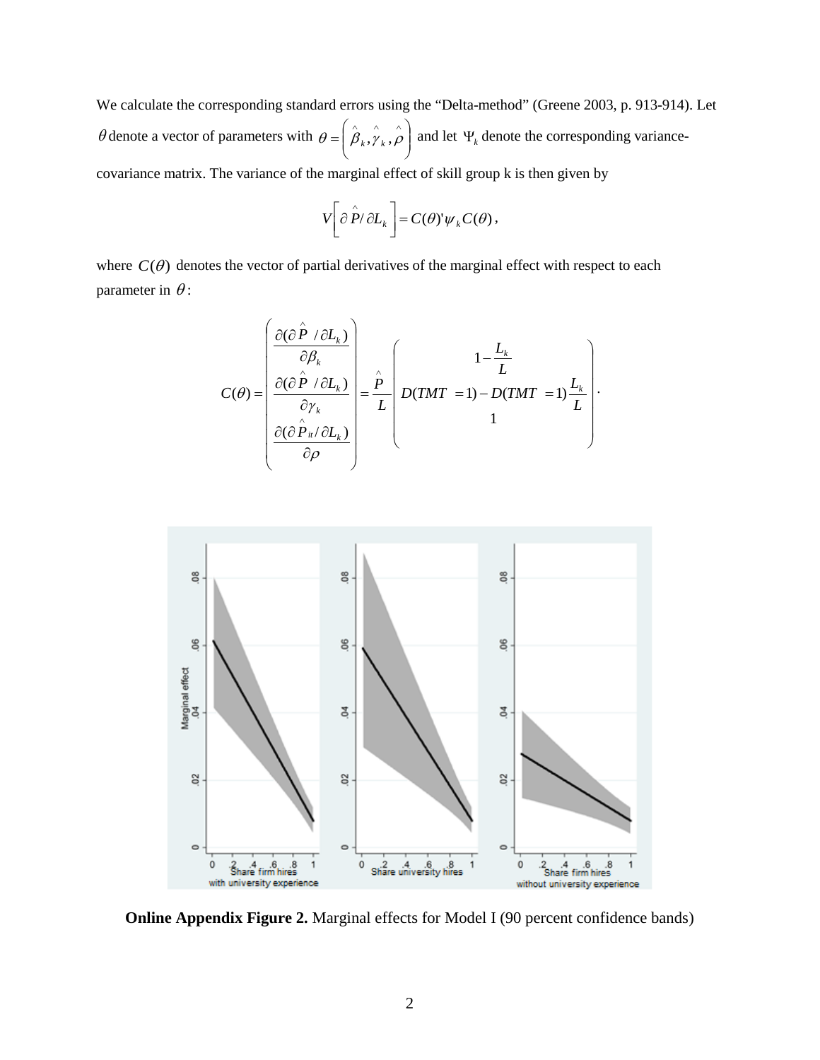We calculate the corresponding standard errors using the "Delta-method" (Greene 2003, p. 913-914). Let $\theta$ denote a vector of parameters with $\theta = \left(\hat{\beta}_k, \hat{\gamma}_k, \hat{\rho}\right)$ and let $\Psi_k$ denote the corresponding variance-covariance matrix. The variance of the marginal effect of skill group k is then given by

$$V\left[\partial \hat{P} / \partial L_k\right] = C(\theta)' \psi_k C(\theta),$$

where $C(\theta)$ denotes the vector of partial derivatives of the marginal effect with respect to each parameter in $\theta$:

$$C(\theta) = \begin{pmatrix} \dfrac{\partial(\partial \hat{P} / \partial L_k)}{\partial \beta_k} \\ \dfrac{\partial(\partial \hat{P} / \partial L_k)}{\partial \gamma_k} \\ \dfrac{\partial(\partial \hat{P}_{it} / \partial L_k)}{\partial \rho} \end{pmatrix} = \frac{\hat{P}}{L} \begin{pmatrix} 1 - \dfrac{L_k}{L} \\ D(TMT = 1) - D(TMT = 1)\dfrac{L_k}{L} \\ 1 \end{pmatrix}.$$

**Online Appendix Figure 2.** Marginal effects for Model I (90 percent confidence bands)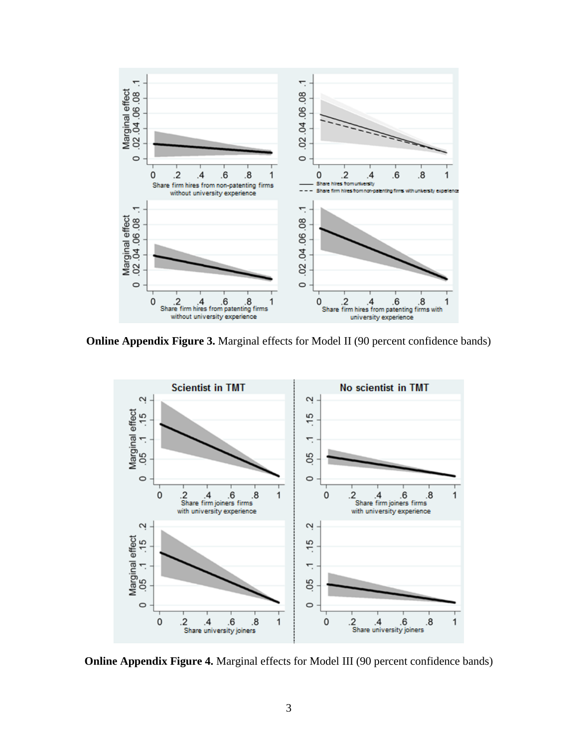**Online Appendix Figure 3.** Marginal effects for Model II (90 percent confidence bands)

**Online Appendix Figure 4.** Marginal effects for Model III (90 percent confidence bands)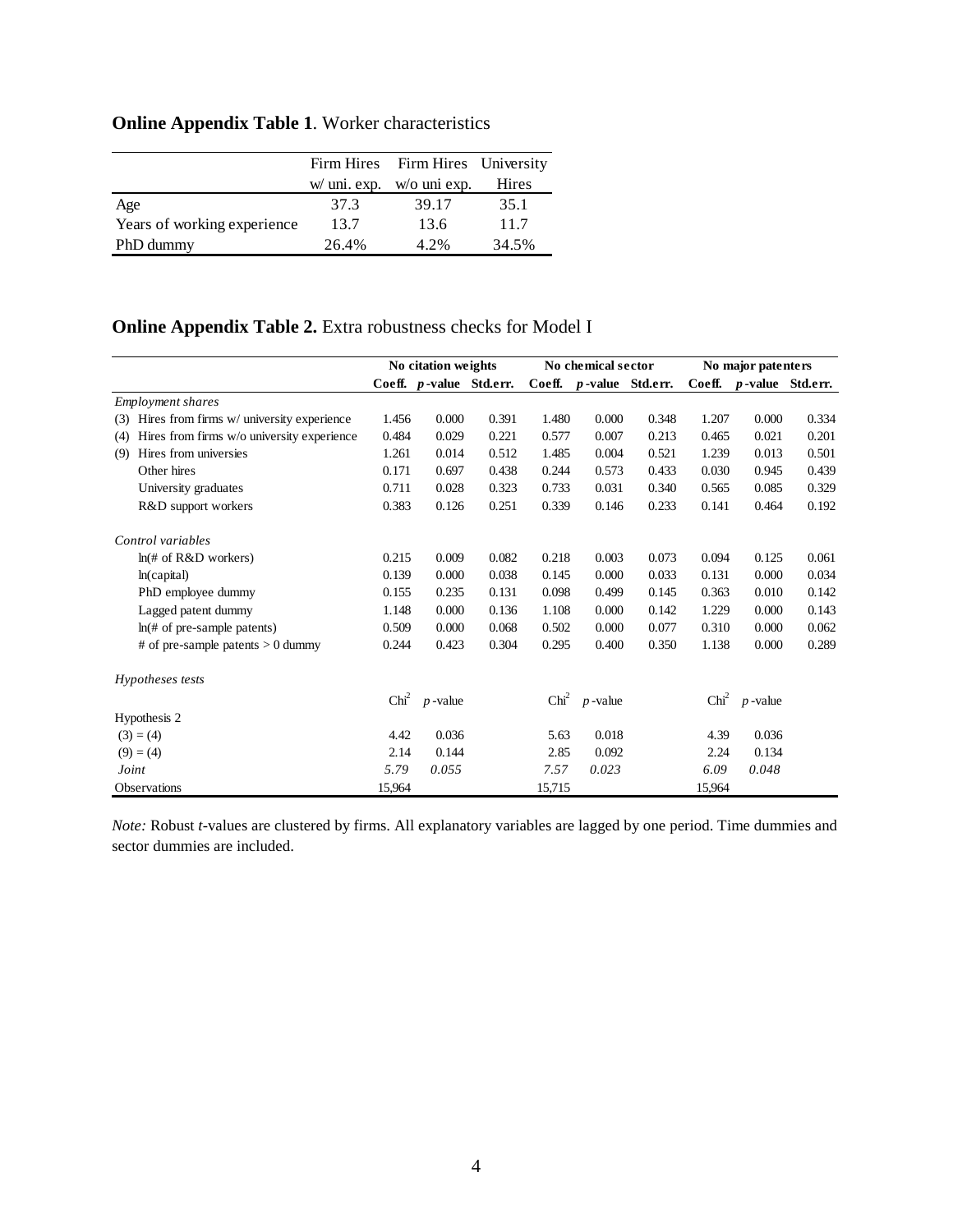**Online Appendix Table 1**. Worker characteristics

| | Firm Hires w/ uni. exp. | Firm Hires w/o uni exp. | University Hires |
|---|---|---|---|
| Age | 37.3 | 39.17 | 35.1 |
| Years of working experience | 13.7 | 13.6 | 11.7 |
| PhD dummy | 26.4% | 4.2% | 34.5% |

**Online Appendix Table 2.** Extra robustness checks for Model I

| | No citation weights | | | No chemical sector | | | No major patenters | | |
|---|---|---|---|---|---|---|---|---|---|
| | **Coeff.** | ***p*-value** | **Std.err.** | **Coeff.** | ***p*-value** | **Std.err.** | **Coeff.** | ***p*-value** | **Std.err.** |
| *Employment shares* | | | | | | | | | |
| (3) Hires from firms w/ university experience | 1.456 | 0.000 | 0.391 | 1.480 | 0.000 | 0.348 | 1.207 | 0.000 | 0.334 |
| (4) Hires from firms w/o university experience | 0.484 | 0.029 | 0.221 | 0.577 | 0.007 | 0.213 | 0.465 | 0.021 | 0.201 |
| (9) Hires from universities | 1.261 | 0.014 | 0.512 | 1.485 | 0.004 | 0.521 | 1.239 | 0.013 | 0.501 |
| Other hires | 0.171 | 0.697 | 0.438 | 0.244 | 0.573 | 0.433 | 0.030 | 0.945 | 0.439 |
| University graduates | 0.711 | 0.028 | 0.323 | 0.733 | 0.031 | 0.340 | 0.565 | 0.085 | 0.329 |
| R&D support workers | 0.383 | 0.126 | 0.251 | 0.339 | 0.146 | 0.233 | 0.141 | 0.464 | 0.192 |
| *Control variables* | | | | | | | | | |
| ln(# of R&D workers) | 0.215 | 0.009 | 0.082 | 0.218 | 0.003 | 0.073 | 0.094 | 0.125 | 0.061 |
| ln(capital) | 0.139 | 0.000 | 0.038 | 0.145 | 0.000 | 0.033 | 0.131 | 0.000 | 0.034 |
| PhD employee dummy | 0.155 | 0.235 | 0.131 | 0.098 | 0.499 | 0.145 | 0.363 | 0.010 | 0.142 |
| Lagged patent dummy | 1.148 | 0.000 | 0.136 | 1.108 | 0.000 | 0.142 | 1.229 | 0.000 | 0.143 |
| ln(# of pre-sample patents) | 0.509 | 0.000 | 0.068 | 0.502 | 0.000 | 0.077 | 0.310 | 0.000 | 0.062 |
| # of pre-sample patents > 0 dummy | 0.244 | 0.423 | 0.304 | 0.295 | 0.400 | 0.350 | 1.138 | 0.000 | 0.289 |
| *Hypotheses tests* | | | | | | | | | |
| | $Chi^2$ | *p*-value | | $Chi^2$ | *p*-value | | $Chi^2$ | *p*-value | |
| Hypothesis 2 | | | | | | | | | |
| (3) = (4) | 4.42 | 0.036 | | 5.63 | 0.018 | | 4.39 | 0.036 | |
| (9) = (4) | 2.14 | 0.144 | | 2.85 | 0.092 | | 2.24 | 0.134 | |
| *Joint* | *5.79* | *0.055* | | *7.57* | *0.023* | | *6.09* | *0.048* | |
| Observations | 15,964 | | | 15,715 | | | 15,964 | | |

*Note:* Robust *t*-values are clustered by firms. All explanatory variables are lagged by one period. Time dummies and sector dummies are included.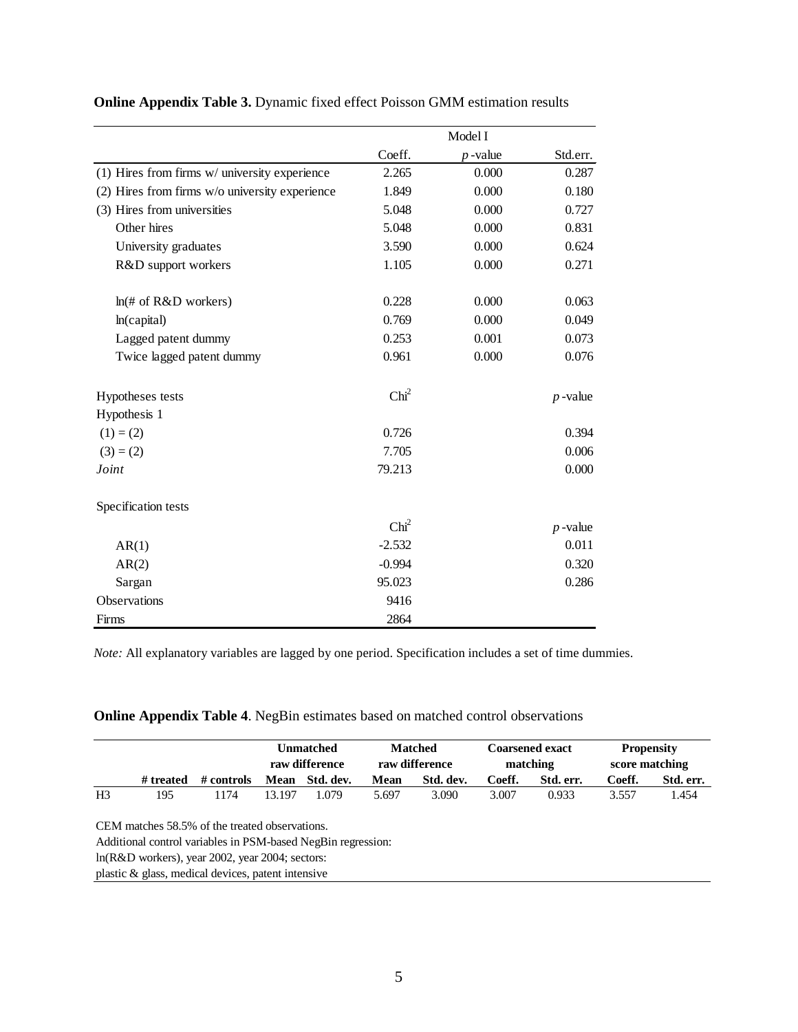**Online Appendix Table 3.** Dynamic fixed effect Poisson GMM estimation results

| | Model I | | |
|---|---|---|---|
| | Coeff. | *p*-value | Std.err. |
| (1) Hires from firms w/ university experience | 2.265 | 0.000 | 0.287 |
| (2) Hires from firms w/o university experience | 1.849 | 0.000 | 0.180 |
| (3) Hires from universities | 5.048 | 0.000 | 0.727 |
| Other hires | 5.048 | 0.000 | 0.831 |
| University graduates | 3.590 | 0.000 | 0.624 |
| R&D support workers | 1.105 | 0.000 | 0.271 |
| | | | |
| ln(# of R&D workers) | 0.228 | 0.000 | 0.063 |
| ln(capital) | 0.769 | 0.000 | 0.049 |
| Lagged patent dummy | 0.253 | 0.001 | 0.073 |
| Twice lagged patent dummy | 0.961 | 0.000 | 0.076 |
| | | | |
| Hypotheses tests | $Chi^2$ | | *p*-value |
| Hypothesis 1 | | | |
| (1) = (2) | 0.726 | | 0.394 |
| (3) = (2) | 7.705 | | 0.006 |
| *Joint* | 79.213 | | 0.000 |
| | | | |
| Specification tests | | | |
| | $Chi^2$ | | *p*-value |
| AR(1) | -2.532 | | 0.011 |
| AR(2) | -0.994 | | 0.320 |
| Sargan | 95.023 | | 0.286 |
| Observations | 9416 | | |
| Firms | 2864 | | |

*Note:* All explanatory variables are lagged by one period. Specification includes a set of time dummies.

**Online Appendix Table 4**. NegBin estimates based on matched control observations

| | | | Unmatched raw difference | | Matched raw difference | | Coarsened exact matching | | Propensity score matching | |
|---|---|---|---|---|---|---|---|---|---|---|
| | **# treated** | **# controls** | **Mean** | **Std. dev.** | **Mean** | **Std. dev.** | **Coeff.** | **Std. err.** | **Coeff.** | **Std. err.** |
| H3 | 195 | 1174 | 13.197 | 1.079 | 5.697 | 3.090 | 3.007 | 0.933 | 3.557 | 1.454 |

CEM matches 58.5% of the treated observations.
Additional control variables in PSM-based NegBin regression:
ln(R&D workers), year 2002, year 2004; sectors:
plastic & glass, medical devices, patent intensive